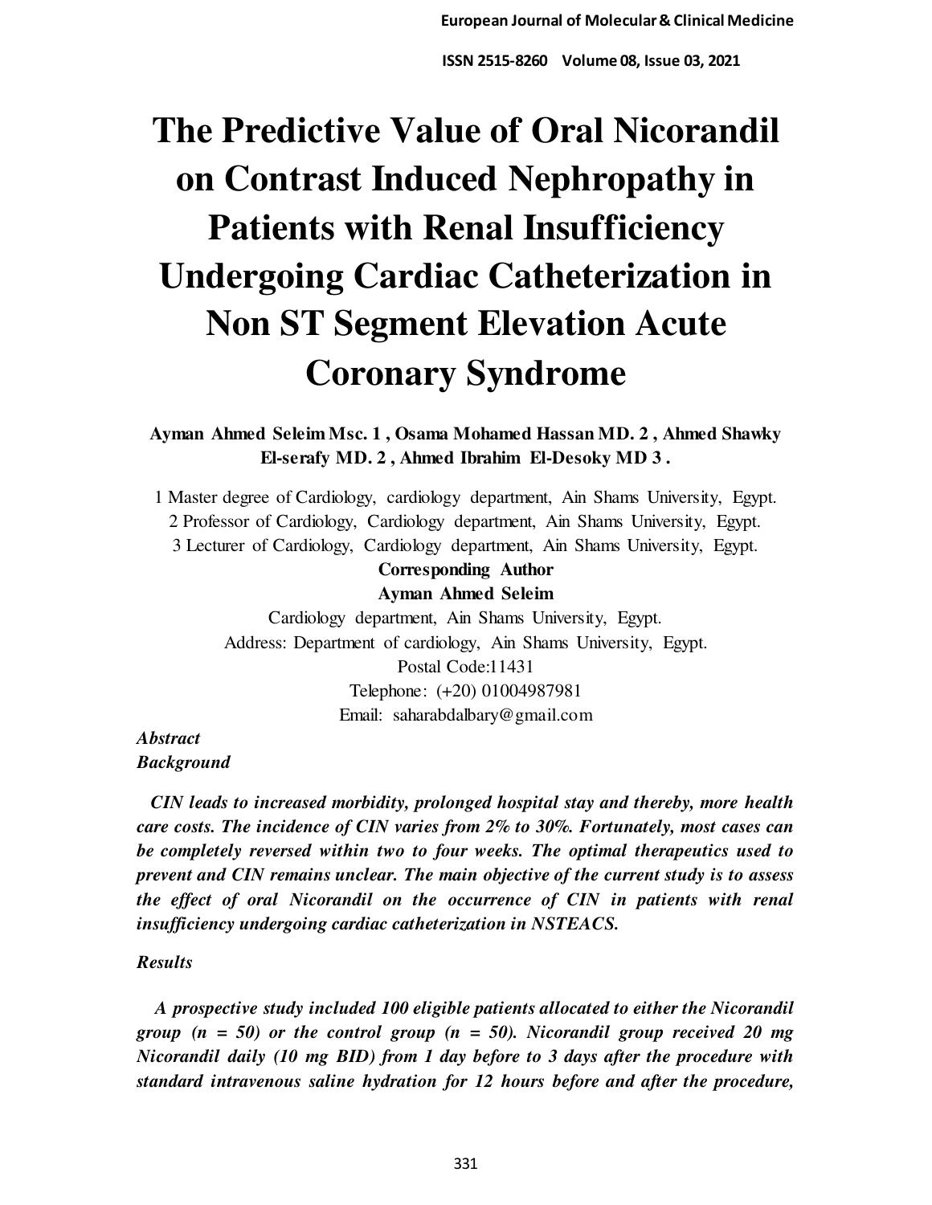# The Predictive Value of Oral Nicorandil on Contrast Induced Nephropathy in Patients with Renal Insufficiency Undergoing Cardiac Catheterization in Non ST Segment Elevation Acute Coronary Syndrome

**Ayman Ahmed Seleim Msc. 1 , Osama Mohamed Hassan MD. 2 , Ahmed Shawky El-serafy MD. 2 , Ahmed Ibrahim El-Desoky MD 3 .**

1 Master degree of Cardiology, cardiology department, Ain Shams University, Egypt.
2 Professor of Cardiology, Cardiology department, Ain Shams University, Egypt.
3 Lecturer of Cardiology, Cardiology department, Ain Shams University, Egypt.

**Corresponding Author**
**Ayman Ahmed Seleim**
Cardiology department, Ain Shams University, Egypt.
Address: Department of cardiology, Ain Shams University, Egypt.
Postal Code:11431
Telephone: (+20) 01004987981
Email: saharabdalbary@gmail.com

***Abstract***
***Background***

***CIN leads to increased morbidity, prolonged hospital stay and thereby, more health care costs. The incidence of CIN varies from 2% to 30%. Fortunately, most cases can be completely reversed within two to four weeks. The optimal therapeutics used to prevent and CIN remains unclear. The main objective of the current study is to assess the effect of oral Nicorandil on the occurrence of CIN in patients with renal insufficiency undergoing cardiac catheterization in NSTEACS.***

***Results***

***A prospective study included 100 eligible patients allocated to either the Nicorandil group (n = 50) or the control group (n = 50). Nicorandil group received 20 mg Nicorandil daily (10 mg BID) from 1 day before to 3 days after the procedure with standard intravenous saline hydration for 12 hours before and after the procedure,***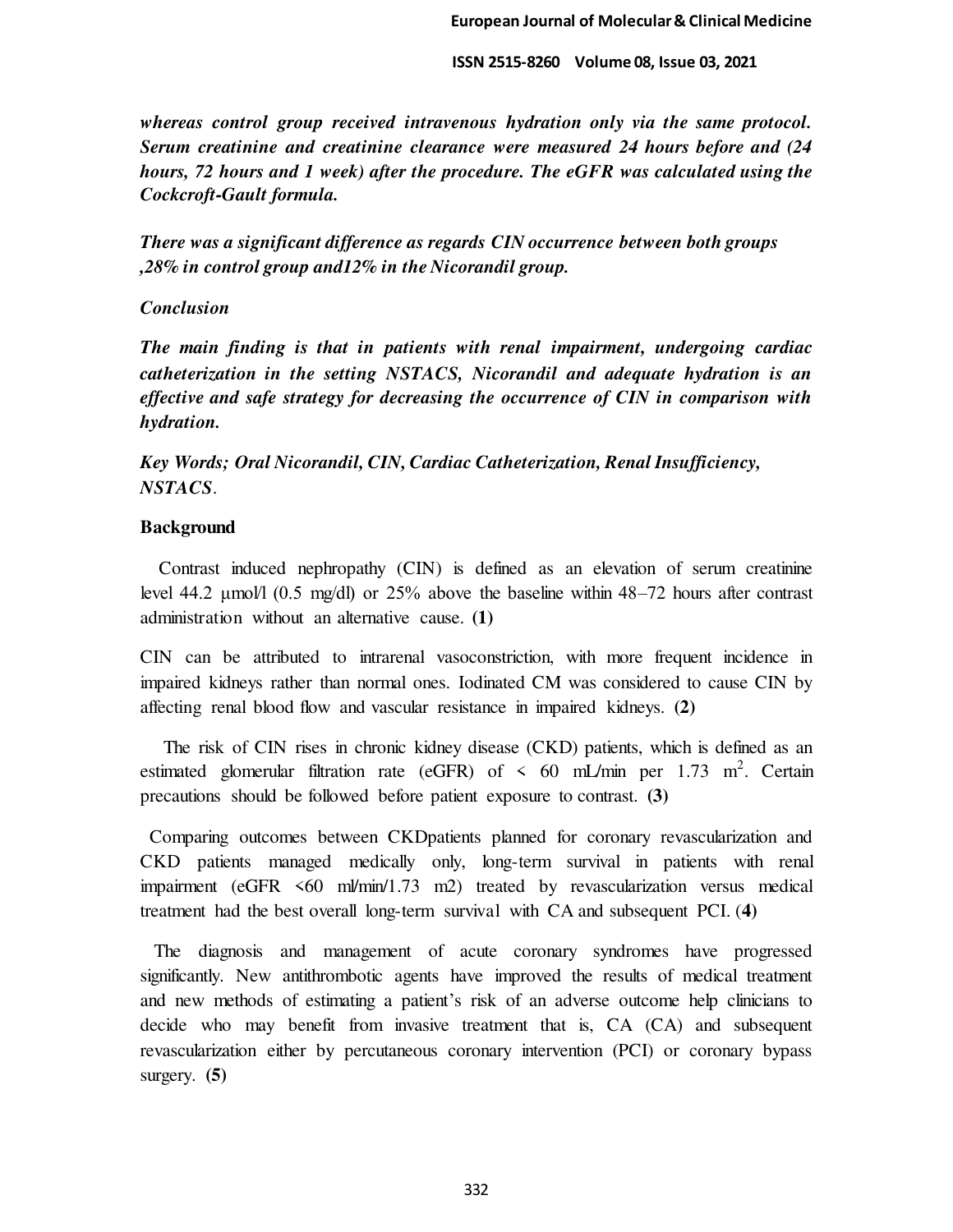***whereas control group received intravenous hydration only via the same protocol. Serum creatinine and creatinine clearance were measured 24 hours before and (24 hours, 72 hours and 1 week) after the procedure. The eGFR was calculated using the Cockcroft-Gault formula.***

***There was a significant difference as regards CIN occurrence between both groups ,28% in control group and12% in the Nicorandil group.***

***Conclusion***

***The main finding is that in patients with renal impairment, undergoing cardiac catheterization in the setting NSTACS, Nicorandil and adequate hydration is an effective and safe strategy for decreasing the occurrence of CIN in comparison with hydration.***

***Key Words; Oral Nicorandil, CIN, Cardiac Catheterization, Renal Insufficiency, NSTACS***.

**Background**

Contrast induced nephropathy (CIN) is defined as an elevation of serum creatinine level 44.2 µmol/l (0.5 mg/dl) or 25% above the baseline within 48–72 hours after contrast administration without an alternative cause. **(1)**

CIN can be attributed to intrarenal vasoconstriction, with more frequent incidence in impaired kidneys rather than normal ones. Iodinated CM was considered to cause CIN by affecting renal blood flow and vascular resistance in impaired kidneys. **(2)**

The risk of CIN rises in chronic kidney disease (CKD) patients, which is defined as an estimated glomerular filtration rate (eGFR) of < 60 mL/min per 1.73 $m^2$. Certain precautions should be followed before patient exposure to contrast. **(3)**

Comparing outcomes between CKDpatients planned for coronary revascularization and CKD patients managed medically only, long-term survival in patients with renal impairment (eGFR <60 ml/min/1.73 m2) treated by revascularization versus medical treatment had the best overall long-term survival with CA and subsequent PCI. (**4**)

The diagnosis and management of acute coronary syndromes have progressed significantly. New antithrombotic agents have improved the results of medical treatment and new methods of estimating a patient's risk of an adverse outcome help clinicians to decide who may benefit from invasive treatment that is, CA (CA) and subsequent revascularization either by percutaneous coronary intervention (PCI) or coronary bypass surgery. **(5)**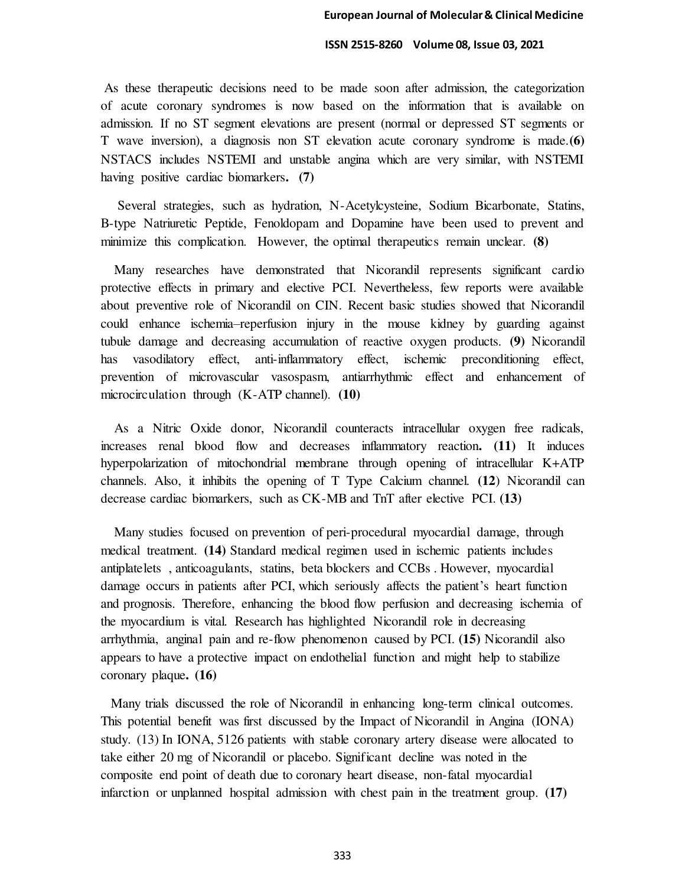As these therapeutic decisions need to be made soon after admission, the categorization of acute coronary syndromes is now based on the information that is available on admission. If no ST segment elevations are present (normal or depressed ST segments or T wave inversion), a diagnosis non ST elevation acute coronary syndrome is made.**(6)** NSTACS includes NSTEMI and unstable angina which are very similar, with NSTEMI having positive cardiac biomarkers**. (7)**

Several strategies, such as hydration, N-Acetylcysteine, Sodium Bicarbonate, Statins, B-type Natriuretic Peptide, Fenoldopam and Dopamine have been used to prevent and minimize this complication. However, the optimal therapeutics remain unclear. **(8)**

Many researches have demonstrated that Nicorandil represents significant cardio protective effects in primary and elective PCI. Nevertheless, few reports were available about preventive role of Nicorandil on CIN. Recent basic studies showed that Nicorandil could enhance ischemia–reperfusion injury in the mouse kidney by guarding against tubule damage and decreasing accumulation of reactive oxygen products. **(9)** Nicorandil has vasodilatory effect, anti-inflammatory effect, ischemic preconditioning effect, prevention of microvascular vasospasm, antiarrhythmic effect and enhancement of microcirculation through (K-ATP channel). **(10)**

As a Nitric Oxide donor, Nicorandil counteracts intracellular oxygen free radicals, increases renal blood flow and decreases inflammatory reaction**. (11)** It induces hyperpolarization of mitochondrial membrane through opening of intracellular K+ATP channels. Also, it inhibits the opening of T Type Calcium channel. **(12)** Nicorandil can decrease cardiac biomarkers, such as CK-MB and TnT after elective PCI. **(13)**

Many studies focused on prevention of peri-procedural myocardial damage, through medical treatment. **(14)** Standard medical regimen used in ischemic patients includes antiplatelets , anticoagulants, statins, beta blockers and CCBs . However, myocardial damage occurs in patients after PCI, which seriously affects the patient's heart function and prognosis. Therefore, enhancing the blood flow perfusion and decreasing ischemia of the myocardium is vital. Research has highlighted Nicorandil role in decreasing arrhythmia, anginal pain and re-flow phenomenon caused by PCI. **(15)** Nicorandil also appears to have a protective impact on endothelial function and might help to stabilize coronary plaque**. (16)**

Many trials discussed the role of Nicorandil in enhancing long-term clinical outcomes. This potential benefit was first discussed by the Impact of Nicorandil in Angina (IONA) study. (13) In IONA, 5126 patients with stable coronary artery disease were allocated to take either 20 mg of Nicorandil or placebo. Significant decline was noted in the composite end point of death due to coronary heart disease, non-fatal myocardial infarction or unplanned hospital admission with chest pain in the treatment group. **(17)**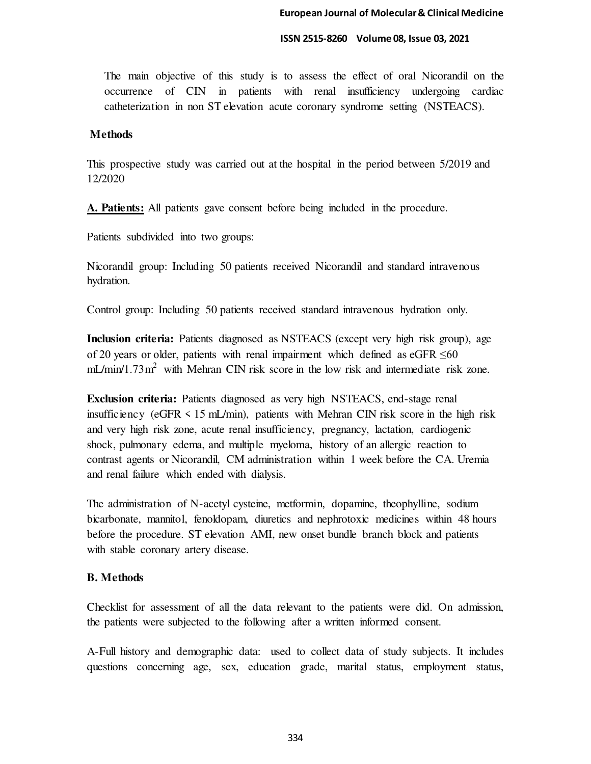The main objective of this study is to assess the effect of oral Nicorandil on the occurrence of CIN in patients with renal insufficiency undergoing cardiac catheterization in non ST elevation acute coronary syndrome setting (NSTEACS).

## Methods

This prospective study was carried out at the hospital in the period between 5/2019 and 12/2020

**A. Patients:** All patients gave consent before being included in the procedure.

Patients subdivided into two groups:

Nicorandil group: Including 50 patients received Nicorandil and standard intravenous hydration.

Control group: Including 50 patients received standard intravenous hydration only.

**Inclusion criteria:** Patients diagnosed as NSTEACS (except very high risk group), age of 20 years or older, patients with renal impairment which defined as eGFR ≤60 mL/min/1.73m$^2$ with Mehran CIN risk score in the low risk and intermediate risk zone.

**Exclusion criteria:** Patients diagnosed as very high NSTEACS, end-stage renal insufficiency (eGFR < 15 mL/min), patients with Mehran CIN risk score in the high risk and very high risk zone, acute renal insufficiency, pregnancy, lactation, cardiogenic shock, pulmonary edema, and multiple myeloma, history of an allergic reaction to contrast agents or Nicorandil, CM administration within 1 week before the CA. Uremia and renal failure which ended with dialysis.

The administration of N-acetyl cysteine, metformin, dopamine, theophylline, sodium bicarbonate, mannitol, fenoldopam, diuretics and nephrotoxic medicines within 48 hours before the procedure. ST elevation AMI, new onset bundle branch block and patients with stable coronary artery disease.

### B. Methods

Checklist for assessment of all the data relevant to the patients were did. On admission, the patients were subjected to the following after a written informed consent.

A-Full history and demographic data: used to collect data of study subjects. It includes questions concerning age, sex, education grade, marital status, employment status,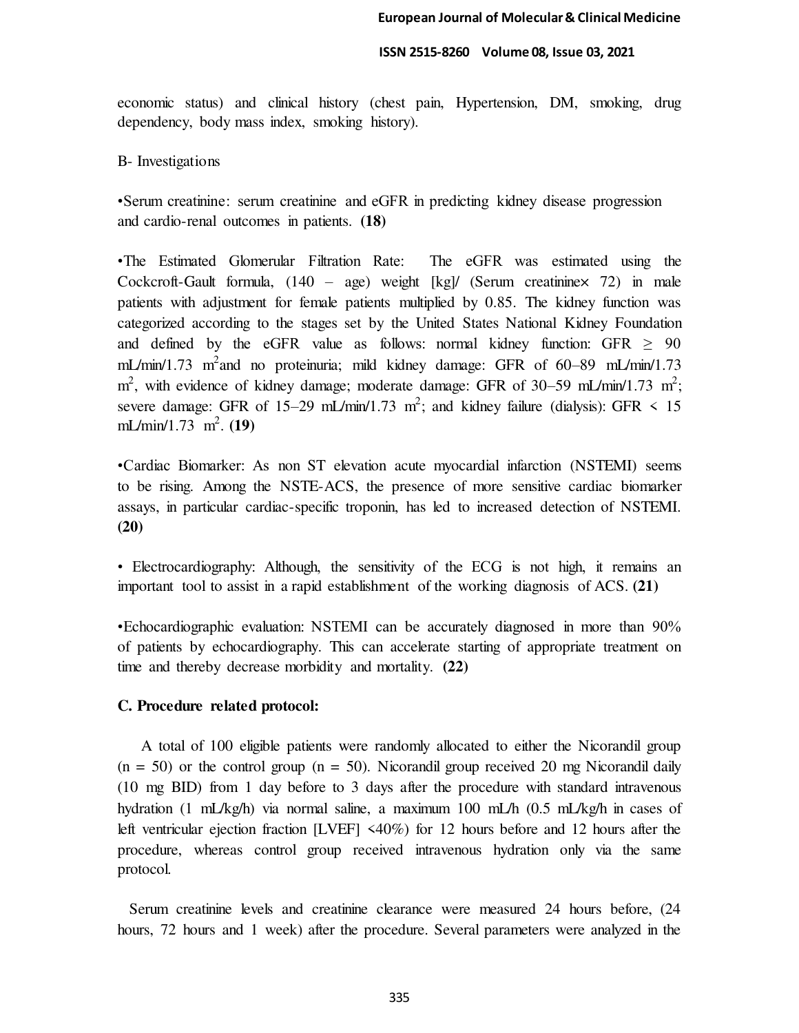economic status) and clinical history (chest pain, Hypertension, DM, smoking, drug dependency, body mass index, smoking history).

B- Investigations

•Serum creatinine: serum creatinine and eGFR in predicting kidney disease progression and cardio-renal outcomes in patients. **(18)**

•The Estimated Glomerular Filtration Rate: The eGFR was estimated using the Cockcroft-Gault formula, (140 – age) weight [kg]/ (Serum creatinine× 72) in male patients with adjustment for female patients multiplied by 0.85. The kidney function was categorized according to the stages set by the United States National Kidney Foundation and defined by the eGFR value as follows: normal kidney function: GFR ≥ 90 mL/min/1.73 $m^2$and no proteinuria; mild kidney damage: GFR of 60–89 mL/min/1.73 $m^2$, with evidence of kidney damage; moderate damage: GFR of 30–59 mL/min/1.73 $m^2$; severe damage: GFR of 15–29 mL/min/1.73 $m^2$; and kidney failure (dialysis): GFR < 15 mL/min/1.73 $m^2$. **(19)**

•Cardiac Biomarker: As non ST elevation acute myocardial infarction (NSTEMI) seems to be rising. Among the NSTE-ACS, the presence of more sensitive cardiac biomarker assays, in particular cardiac-specific troponin, has led to increased detection of NSTEMI. **(20)**

• Electrocardiography: Although, the sensitivity of the ECG is not high, it remains an important tool to assist in a rapid establishment of the working diagnosis of ACS. **(21)**

•Echocardiographic evaluation: NSTEMI can be accurately diagnosed in more than 90% of patients by echocardiography. This can accelerate starting of appropriate treatment on time and thereby decrease morbidity and mortality. **(22)**

**C. Procedure related protocol:**

A total of 100 eligible patients were randomly allocated to either the Nicorandil group (n = 50) or the control group (n = 50). Nicorandil group received 20 mg Nicorandil daily (10 mg BID) from 1 day before to 3 days after the procedure with standard intravenous hydration (1 mL/kg/h) via normal saline, a maximum 100 mL/h (0.5 mL/kg/h in cases of left ventricular ejection fraction [LVEF] <40%) for 12 hours before and 12 hours after the procedure, whereas control group received intravenous hydration only via the same protocol.

Serum creatinine levels and creatinine clearance were measured 24 hours before, (24 hours, 72 hours and 1 week) after the procedure. Several parameters were analyzed in the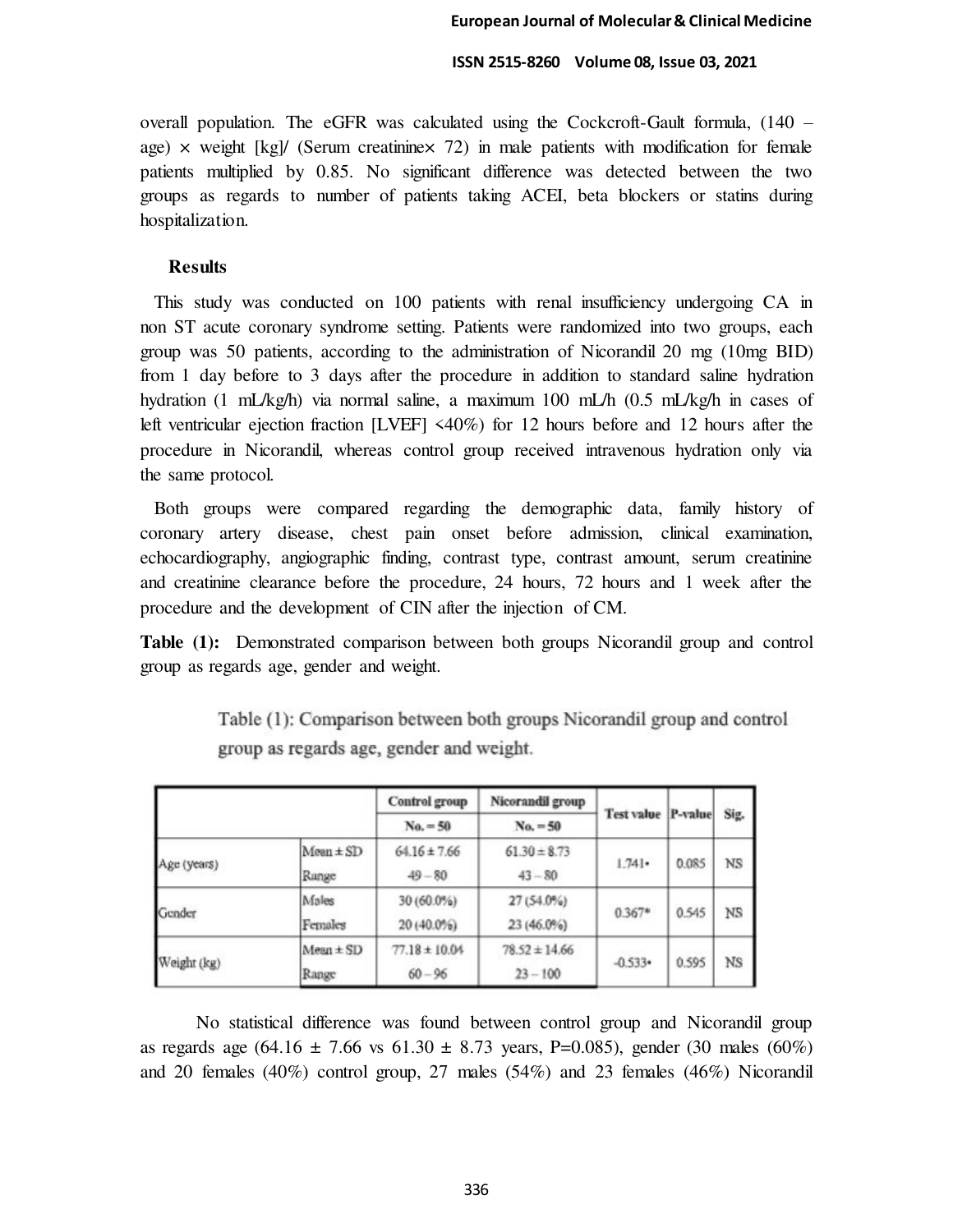overall population. The eGFR was calculated using the Cockcroft-Gault formula, (140 – age) × weight [kg]/ (Serum creatinine× 72) in male patients with modification for female patients multiplied by 0.85. No significant difference was detected between the two groups as regards to number of patients taking ACEI, beta blockers or statins during hospitalization.

## Results

This study was conducted on 100 patients with renal insufficiency undergoing CA in non ST acute coronary syndrome setting. Patients were randomized into two groups, each group was 50 patients, according to the administration of Nicorandil 20 mg (10mg BID) from 1 day before to 3 days after the procedure in addition to standard saline hydration hydration (1 mL/kg/h) via normal saline, a maximum 100 mL/h (0.5 mL/kg/h in cases of left ventricular ejection fraction [LVEF] <40%) for 12 hours before and 12 hours after the procedure in Nicorandil, whereas control group received intravenous hydration only via the same protocol.

Both groups were compared regarding the demographic data, family history of coronary artery disease, chest pain onset before admission, clinical examination, echocardiography, angiographic finding, contrast type, contrast amount, serum creatinine and creatinine clearance before the procedure, 24 hours, 72 hours and 1 week after the procedure and the development of CIN after the injection of CM.

**Table (1):** Demonstrated comparison between both groups Nicorandil group and control group as regards age, gender and weight.

Table (1): Comparison between both groups Nicorandil group and control group as regards age, gender and weight.

| | | Control group | Nicorandil group | Test value | P-value | Sig. |
|---|---|---|---|---|---|---|
| | | No. = 50 | No. = 50 | | | |
| Age (years) | Mean ± SD | 64.16 ± 7.66 | 61.30 ± 8.73 | 1.741• | 0.085 | NS |
| | Range | 49 – 80 | 43 – 80 | | | |
| Gender | Males | 30 (60.0%) | 27 (54.0%) | 0.367* | 0.545 | NS |
| | Females | 20 (40.0%) | 23 (46.0%) | | | |
| Weight (kg) | Mean ± SD | 77.18 ± 10.04 | 78.52 ± 14.66 | -0.533• | 0.595 | NS |
| | Range | 60 – 96 | 23 – 100 | | | |

No statistical difference was found between control group and Nicorandil group as regards age (64.16 ± 7.66 vs 61.30 ± 8.73 years, P=0.085), gender (30 males (60%) and 20 females (40%) control group, 27 males (54%) and 23 females (46%) Nicorandil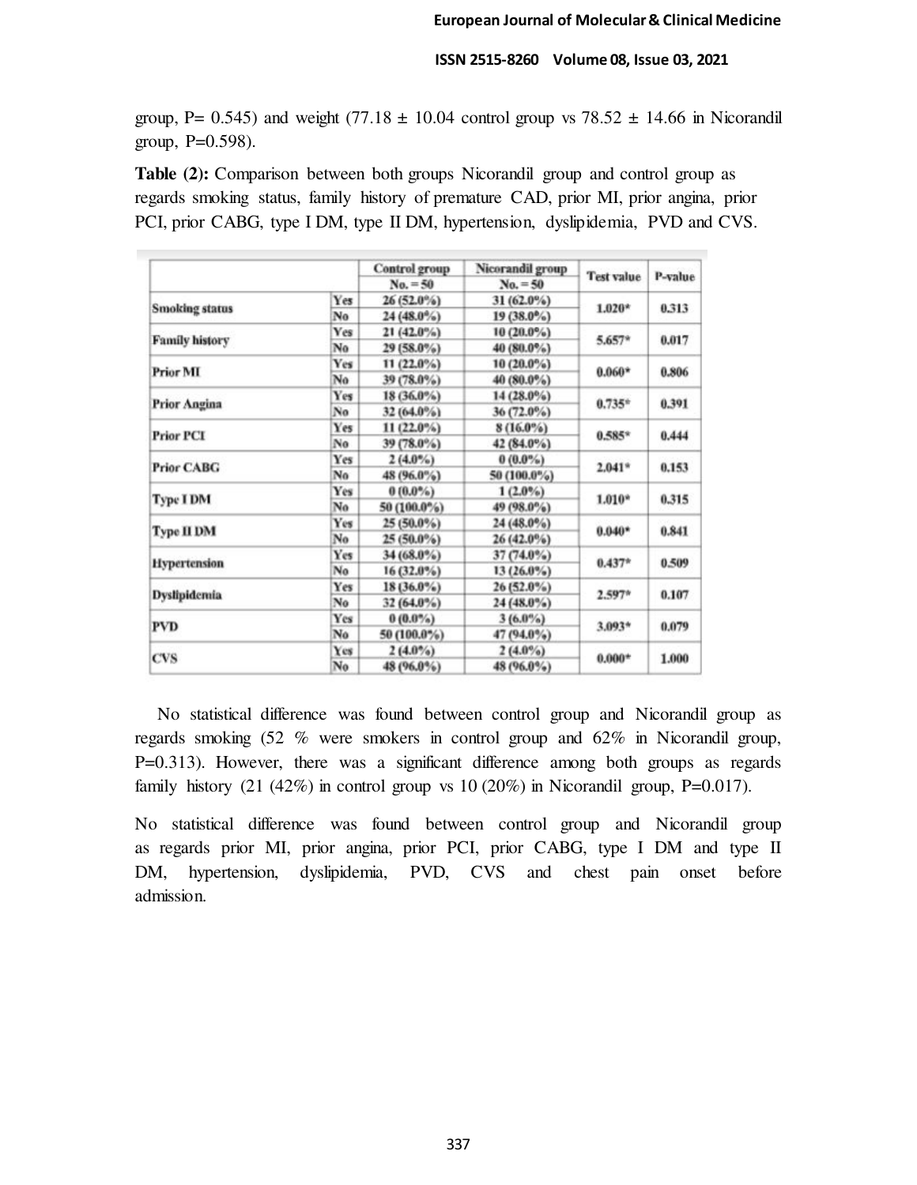group, P= 0.545) and weight (77.18 ± 10.04 control group vs 78.52 ± 14.66 in Nicorandil group, P=0.598).

**Table (2):** Comparison between both groups Nicorandil group and control group as regards smoking status, family history of premature CAD, prior MI, prior angina, prior PCI, prior CABG, type I DM, type II DM, hypertension, dyslipidemia, PVD and CVS.

| | | Control group | Nicorandil group | Test value | P-value |
|---|---|---|---|---|---|
| | | No. = 50 | No. = 50 | | |
| Smoking status | Yes | 26 (52.0%) | 31 (62.0%) | 1.020* | 0.313 |
| | No | 24 (48.0%) | 19 (38.0%) | | |
| Family history | Yes | 21 (42.0%) | 10 (20.0%) | 5.657* | 0.017 |
| | No | 29 (58.0%) | 40 (80.0%) | | |
| Prior MI | Yes | 11 (22.0%) | 10 (20.0%) | 0.060* | 0.806 |
| | No | 39 (78.0%) | 40 (80.0%) | | |
| Prior Angina | Yes | 18 (36.0%) | 14 (28.0%) | 0.735* | 0.391 |
| | No | 32 (64.0%) | 36 (72.0%) | | |
| Prior PCI | Yes | 11 (22.0%) | 8 (16.0%) | 0.585* | 0.444 |
| | No | 39 (78.0%) | 42 (84.0%) | | |
| Prior CABG | Yes | 2 (4.0%) | 0 (0.0%) | 2.041* | 0.153 |
| | No | 48 (96.0%) | 50 (100.0%) | | |
| Type I DM | Yes | 0 (0.0%) | 1 (2.0%) | 1.010* | 0.315 |
| | No | 50 (100.0%) | 49 (98.0%) | | |
| Type II DM | Yes | 25 (50.0%) | 24 (48.0%) | 0.040* | 0.841 |
| | No | 25 (50.0%) | 26 (42.0%) | | |
| Hypertension | Yes | 34 (68.0%) | 37 (74.0%) | 0.437* | 0.509 |
| | No | 16 (32.0%) | 13 (26.0%) | | |
| Dyslipidemia | Yes | 18 (36.0%) | 26 (52.0%) | 2.597* | 0.107 |
| | No | 32 (64.0%) | 24 (48.0%) | | |
| PVD | Yes | 0 (0.0%) | 3 (6.0%) | 3.093* | 0.079 |
| | No | 50 (100.0%) | 47 (94.0%) | | |
| CVS | Yes | 2 (4.0%) | 2 (4.0%) | 0.000* | 1.000 |
| | No | 48 (96.0%) | 48 (96.0%) | | |

No statistical difference was found between control group and Nicorandil group as regards smoking (52 % were smokers in control group and 62% in Nicorandil group, P=0.313). However, there was a significant difference among both groups as regards family history (21 (42%) in control group vs 10 (20%) in Nicorandil group, P=0.017).

No statistical difference was found between control group and Nicorandil group as regards prior MI, prior angina, prior PCI, prior CABG, type I DM and type II DM, hypertension, dyslipidemia, PVD, CVS and chest pain onset before admission.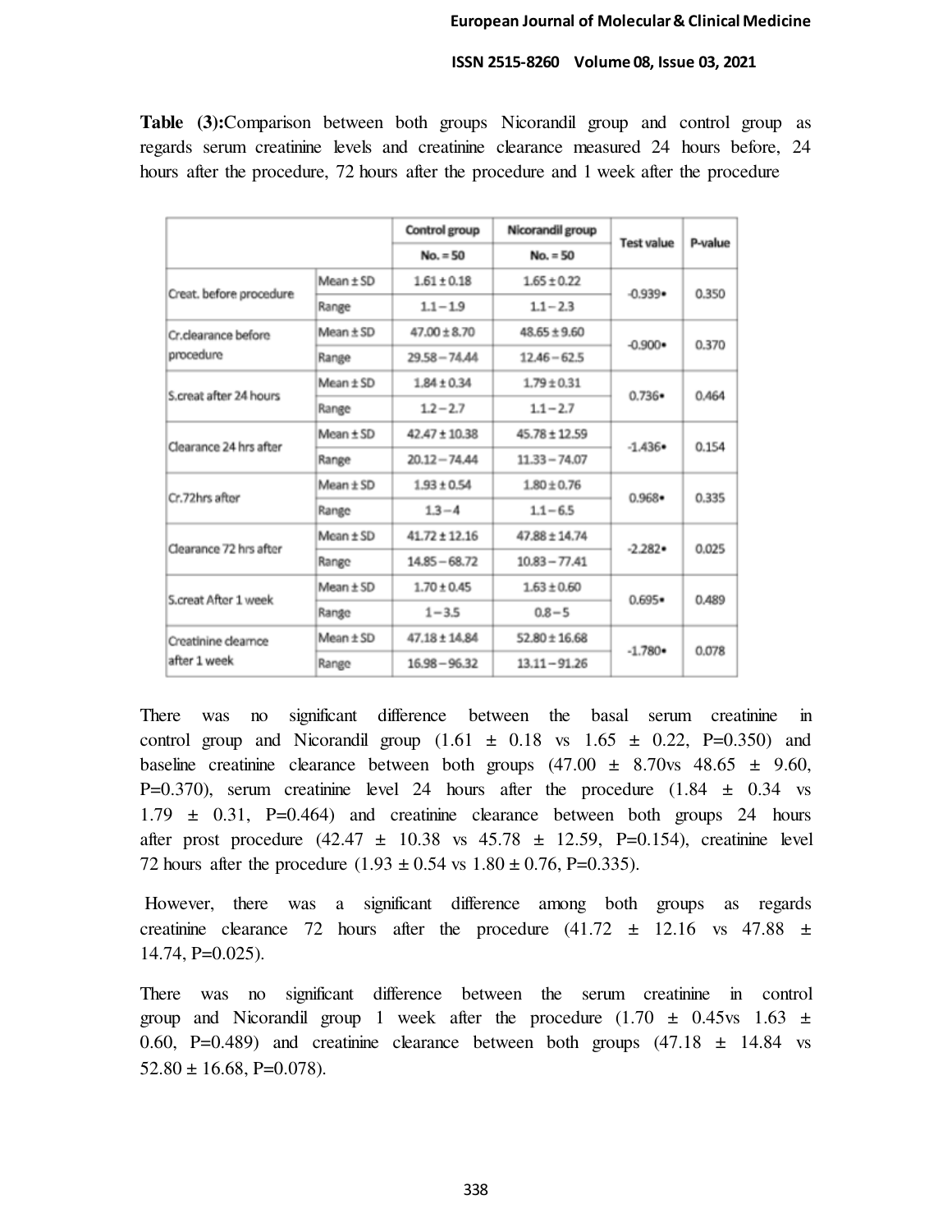**Table (3):**Comparison between both groups Nicorandil group and control group as regards serum creatinine levels and creatinine clearance measured 24 hours before, 24 hours after the procedure, 72 hours after the procedure and 1 week after the procedure

| | | Control group No. = 50 | Nicorandil group No. = 50 | Test value | P-value |
|---|---|---|---|---|---|
| Creat. before procedure | Mean ± SD | 1.61 ± 0.18 | 1.65 ± 0.22 | -0.939• | 0.350 |
| | Range | 1.1 – 1.9 | 1.1 – 2.3 | | |
| Cr.clearance before procedure | Mean ± SD | 47.00 ± 8.70 | 48.65 ± 9.60 | -0.900• | 0.370 |
| | Range | 29.58 – 74.44 | 12.46 – 62.5 | | |
| S.creat after 24 hours | Mean ± SD | 1.84 ± 0.34 | 1.79 ± 0.31 | 0.736• | 0.464 |
| | Range | 1.2 – 2.7 | 1.1 – 2.7 | | |
| Clearance 24 hrs after | Mean ± SD | 42.47 ± 10.38 | 45.78 ± 12.59 | -1.436• | 0.154 |
| | Range | 20.12 – 74.44 | 11.33 – 74.07 | | |
| Cr.72hrs after | Mean ± SD | 1.93 ± 0.54 | 1.80 ± 0.76 | 0.968• | 0.335 |
| | Range | 1.3 – 4 | 1.1 – 6.5 | | |
| Clearance 72 hrs after | Mean ± SD | 41.72 ± 12.16 | 47.88 ± 14.74 | -2.282• | 0.025 |
| | Range | 14.85 – 68.72 | 10.83 – 77.41 | | |
| S.creat After 1 week | Mean ± SD | 1.70 ± 0.45 | 1.63 ± 0.60 | 0.695• | 0.489 |
| | Range | 1 – 3.5 | 0.8 – 5 | | |
| Creatinine clearnce after 1 week | Mean ± SD | 47.18 ± 14.84 | 52.80 ± 16.68 | -1.780• | 0.078 |
| | Range | 16.98 – 96.32 | 13.11 – 91.26 | | |

There was no significant difference between the basal serum creatinine in control group and Nicorandil group (1.61 ± 0.18 vs 1.65 ± 0.22, P=0.350) and baseline creatinine clearance between both groups (47.00 ± 8.70vs 48.65 ± 9.60, P=0.370), serum creatinine level 24 hours after the procedure (1.84 ± 0.34 vs 1.79 ± 0.31, P=0.464) and creatinine clearance between both groups 24 hours after prost procedure (42.47 ± 10.38 vs 45.78 ± 12.59, P=0.154), creatinine level 72 hours after the procedure (1.93 ± 0.54 vs 1.80 ± 0.76, P=0.335).

However, there was a significant difference among both groups as regards creatinine clearance 72 hours after the procedure (41.72 ± 12.16 vs 47.88 ± 14.74, P=0.025).

There was no significant difference between the serum creatinine in control group and Nicorandil group 1 week after the procedure (1.70 ± 0.45vs 1.63 ± 0.60, P=0.489) and creatinine clearance between both groups (47.18 ± 14.84 vs 52.80 ± 16.68, P=0.078).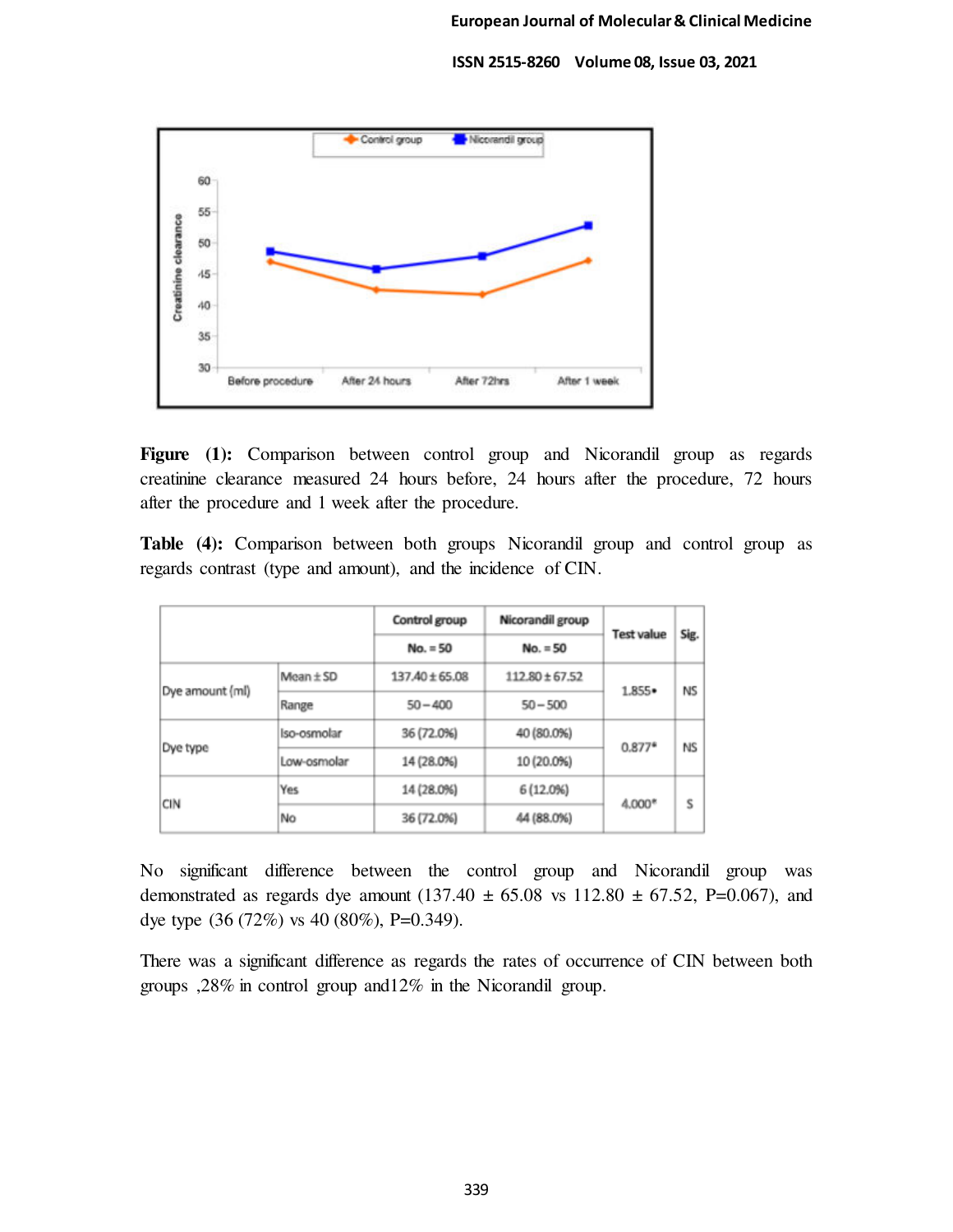**Figure (1):** Comparison between control group and Nicorandil group as regards creatinine clearance measured 24 hours before, 24 hours after the procedure, 72 hours after the procedure and 1 week after the procedure.

**Table (4):** Comparison between both groups Nicorandil group and control group as regards contrast (type and amount), and the incidence of CIN.

| | | Control group | Nicorandil group | Test value | Sig. |
|---|---|---|---|---|---|
| | | No. = 50 | No. = 50 | | |
| Dye amount (ml) | Mean ± SD | 137.40 ± 65.08 | 112.80 ± 67.52 | 1.855• | NS |
| | Range | 50 – 400 | 50 – 500 | | |
| Dye type | Iso-osmolar | 36 (72.0%) | 40 (80.0%) | 0.877* | NS |
| | Low-osmolar | 14 (28.0%) | 10 (20.0%) | | |
| CIN | Yes | 14 (28.0%) | 6 (12.0%) | 4.000* | S |
| | No | 36 (72.0%) | 44 (88.0%) | | |

No significant difference between the control group and Nicorandil group was demonstrated as regards dye amount (137.40 ± 65.08 vs 112.80 ± 67.52, P=0.067), and dye type (36 (72%) vs 40 (80%), P=0.349).

There was a significant difference as regards the rates of occurrence of CIN between both groups ,28% in control group and12% in the Nicorandil group.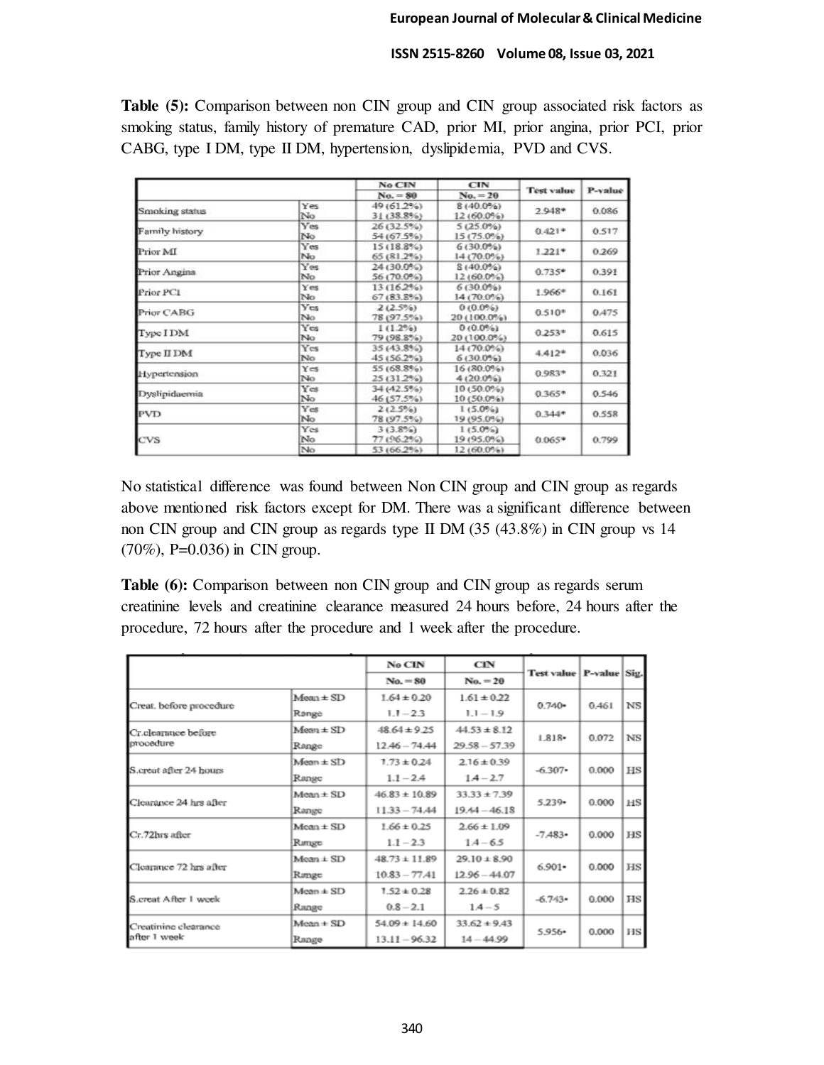**Table (5):** Comparison between non CIN group and CIN group associated risk factors as smoking status, family history of premature CAD, prior MI, prior angina, prior PCI, prior CABG, type I DM, type II DM, hypertension, dyslipidemia, PVD and CVS.

| | | No CIN No. = 80 | CIN No. = 20 | Test value | P-value |
|---|---|---|---|---|---|
| Smoking status | Yes | 49 (61.2%) | 8 (40.0%) | 2.948* | 0.086 |
| | No | 31 (38.8%) | 12 (60.0%) | | |
| Family history | Yes | 26 (32.5%) | 5 (25.0%) | 0.421* | 0.517 |
| | No | 54 (67.5%) | 15 (75.0%) | | |
| Prior MI | Yes | 15 (18.8%) | 6 (30.0%) | 1.221* | 0.269 |
| | No | 65 (81.2%) | 14 (70.0%) | | |
| Prior Angina | Yes | 24 (30.0%) | 8 (40.0%) | 0.735* | 0.391 |
| | No | 56 (70.0%) | 12 (60.0%) | | |
| Prior PCI | Yes | 13 (16.2%) | 6 (30.0%) | 1.966* | 0.161 |
| | No | 67 (83.8%) | 14 (70.0%) | | |
| Prior CABG | Yes | 2 (2.5%) | 0 (0.0%) | 0.510* | 0.475 |
| | No | 78 (97.5%) | 20 (100.0%) | | |
| Type I DM | Yes | 1 (1.2%) | 0 (0.0%) | 0.253* | 0.615 |
| | No | 79 (98.8%) | 20 (100.0%) | | |
| Type II DM | Yes | 35 (43.8%) | 14 (70.0%) | 4.412* | 0.036 |
| | No | 45 (56.2%) | 6 (30.0%) | | |
| Hypertension | Yes | 55 (68.8%) | 16 (80.0%) | 0.983* | 0.321 |
| | No | 25 (31.2%) | 4 (20.0%) | | |
| Dyslipidaemia | Yes | 34 (42.5%) | 10 (50.0%) | 0.365* | 0.546 |
| | No | 46 (57.5%) | 10 (50.0%) | | |
| PVD | Yes | 2 (2.5%) | 1 (5.0%) | 0.344* | 0.558 |
| | No | 78 (97.5%) | 19 (95.0%) | | |
| CVS | Yes | 3 (3.8%) | 1 (5.0%) | 0.065* | 0.799 |
| | No | 77 (96.2%) | 19 (95.0%) | | |
| | No | 53 (66.2%) | 12 (60.0%) | | |

No statistical difference was found between Non CIN group and CIN group as regards above mentioned risk factors except for DM. There was a significant difference between non CIN group and CIN group as regards type II DM (35 (43.8%) in CIN group vs 14 (70%), P=0.036) in CIN group.

**Table (6):** Comparison between non CIN group and CIN group as regards serum creatinine levels and creatinine clearance measured 24 hours before, 24 hours after the procedure, 72 hours after the procedure and 1 week after the procedure.

| | | No CIN No. = 80 | CIN No. = 20 | Test value | P-value | Sig. |
|---|---|---|---|---|---|---|
| Creat. before procedure | Mean ± SD | 1.64 ± 0.20 | 1.61 ± 0.22 | 0.740• | 0.461 | NS |
| | Range | 1.1 – 2.3 | 1.1 – 1.9 | | | |
| Cr.clearance before procedure | Mean ± SD | 48.64 ± 9.25 | 44.53 ± 8.12 | 1.818• | 0.072 | NS |
| | Range | 12.46 – 74.44 | 29.58 – 57.39 | | | |
| S.creat after 24 hours | Mean ± SD | 1.73 ± 0.24 | 2.16 ± 0.39 | -6.307• | 0.000 | HS |
| | Range | 1.1 – 2.4 | 1.4 – 2.7 | | | |
| Clearance 24 hrs after | Mean ± SD | 46.83 ± 10.89 | 33.33 ± 7.39 | 5.239• | 0.000 | HS |
| | Range | 11.33 – 74.44 | 19.44 – 46.18 | | | |
| Cr.72hrs after | Mean ± SD | 1.66 ± 0.25 | 2.66 ± 1.09 | -7.483• | 0.000 | HS |
| | Range | 1.1 – 2.3 | 1.4 – 6.5 | | | |
| Clearance 72 hrs after | Mean ± SD | 48.73 ± 11.89 | 29.10 ± 8.90 | 6.901• | 0.000 | HS |
| | Range | 10.83 – 77.41 | 12.96 – 44.07 | | | |
| S.creat After 1 week | Mean ± SD | 1.52 ± 0.28 | 2.26 ± 0.82 | -6.743• | 0.000 | HS |
| | Range | 0.8 – 2.1 | 1.4 – 5 | | | |
| Creatinine clearance after 1 week | Mean ± SD | 54.09 ± 14.60 | 33.62 ± 9.43 | 5.956• | 0.000 | HS |
| | Range | 13.11 – 96.32 | 14 – 44.99 | | | |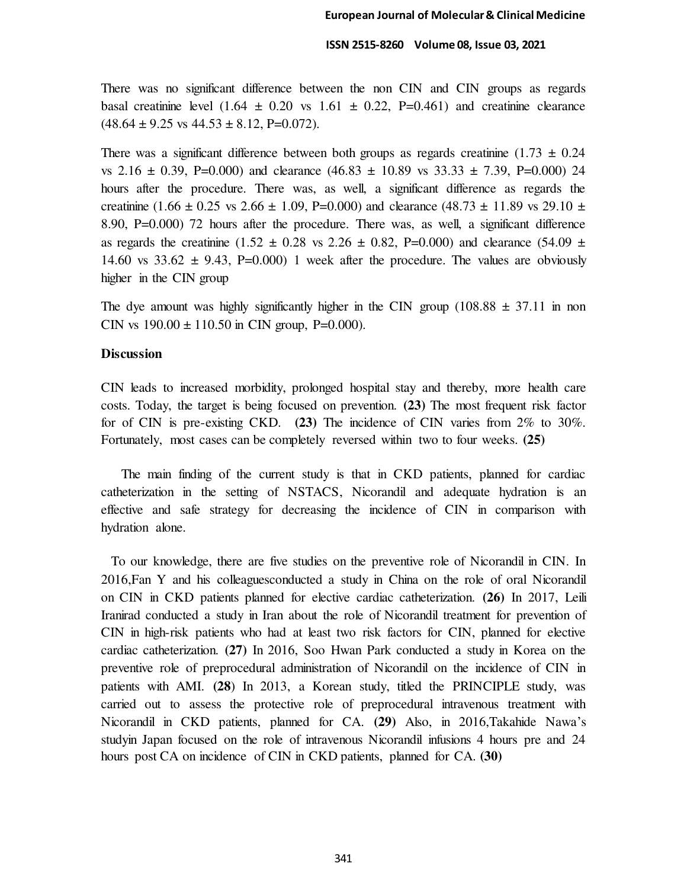There was no significant difference between the non CIN and CIN groups as regards basal creatinine level (1.64 ± 0.20 vs 1.61 ± 0.22, P=0.461) and creatinine clearance (48.64 ± 9.25 vs 44.53 ± 8.12, P=0.072).

There was a significant difference between both groups as regards creatinine (1.73 ± 0.24 vs 2.16 ± 0.39, P=0.000) and clearance (46.83 ± 10.89 vs 33.33 ± 7.39, P=0.000) 24 hours after the procedure. There was, as well, a significant difference as regards the creatinine (1.66 ± 0.25 vs 2.66 ± 1.09, P=0.000) and clearance (48.73 ± 11.89 vs 29.10 ± 8.90, P=0.000) 72 hours after the procedure. There was, as well, a significant difference as regards the creatinine (1.52 ± 0.28 vs 2.26 ± 0.82, P=0.000) and clearance (54.09 ± 14.60 vs 33.62 ± 9.43, P=0.000) 1 week after the procedure. The values are obviously higher in the CIN group

The dye amount was highly significantly higher in the CIN group (108.88 ± 37.11 in non CIN vs 190.00 ± 110.50 in CIN group, P=0.000).

**Discussion**

CIN leads to increased morbidity, prolonged hospital stay and thereby, more health care costs. Today, the target is being focused on prevention. **(23)** The most frequent risk factor for of CIN is pre-existing CKD. **(23)** The incidence of CIN varies from 2% to 30%. Fortunately, most cases can be completely reversed within two to four weeks. **(25)**

The main finding of the current study is that in CKD patients, planned for cardiac catheterization in the setting of NSTACS, Nicorandil and adequate hydration is an effective and safe strategy for decreasing the incidence of CIN in comparison with hydration alone.

To our knowledge, there are five studies on the preventive role of Nicorandil in CIN. In 2016,Fan Y and his colleaguesconducted a study in China on the role of oral Nicorandil on CIN in CKD patients planned for elective cardiac catheterization. **(26)** In 2017, Leili Iranirad conducted a study in Iran about the role of Nicorandil treatment for prevention of CIN in high-risk patients who had at least two risk factors for CIN, planned for elective cardiac catheterization. **(27)** In 2016, Soo Hwan Park conducted a study in Korea on the preventive role of preprocedural administration of Nicorandil on the incidence of CIN in patients with AMI. **(28)** In 2013, a Korean study, titled the PRINCIPLE study, was carried out to assess the protective role of preprocedural intravenous treatment with Nicorandil in CKD patients, planned for CA. **(29)** Also, in 2016,Takahide Nawa's studyin Japan focused on the role of intravenous Nicorandil infusions 4 hours pre and 24 hours post CA on incidence of CIN in CKD patients, planned for CA. **(30)**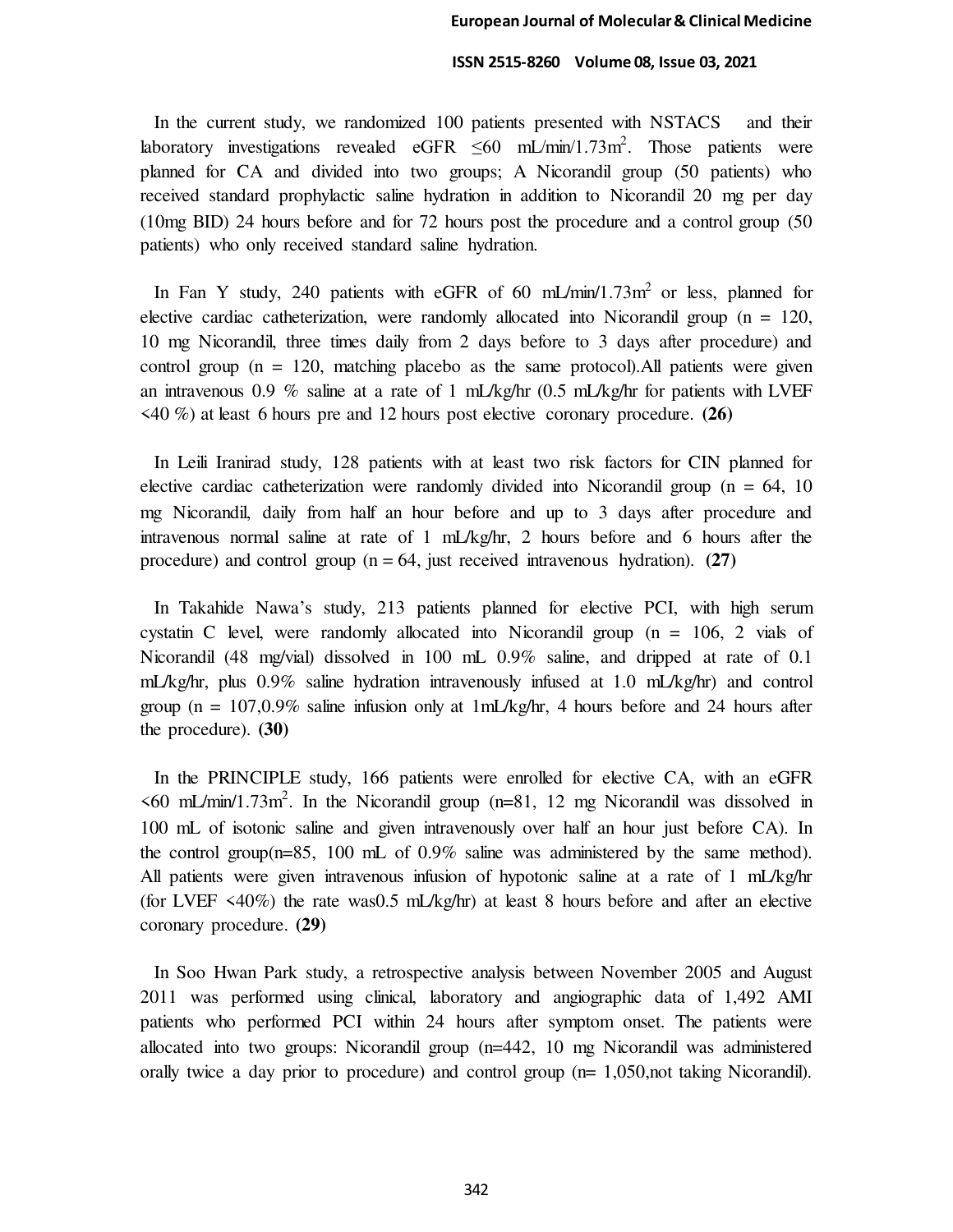In the current study, we randomized 100 patients presented with NSTACS and their laboratory investigations revealed eGFR ≤60 mL/min/1.73m$^2$. Those patients were planned for CA and divided into two groups; A Nicorandil group (50 patients) who received standard prophylactic saline hydration in addition to Nicorandil 20 mg per day (10mg BID) 24 hours before and for 72 hours post the procedure and a control group (50 patients) who only received standard saline hydration.

In Fan Y study, 240 patients with eGFR of 60 mL/min/1.73m$^2$ or less, planned for elective cardiac catheterization, were randomly allocated into Nicorandil group (n = 120, 10 mg Nicorandil, three times daily from 2 days before to 3 days after procedure) and control group (n = 120, matching placebo as the same protocol).All patients were given an intravenous 0.9 % saline at a rate of 1 mL/kg/hr (0.5 mL/kg/hr for patients with LVEF <40 %) at least 6 hours pre and 12 hours post elective coronary procedure. **(26)**

In Leili Iranirad study, 128 patients with at least two risk factors for CIN planned for elective cardiac catheterization were randomly divided into Nicorandil group (n = 64, 10 mg Nicorandil, daily from half an hour before and up to 3 days after procedure and intravenous normal saline at rate of 1 mL/kg/hr, 2 hours before and 6 hours after the procedure) and control group (n = 64, just received intravenous hydration). **(27)**

In Takahide Nawa's study, 213 patients planned for elective PCI, with high serum cystatin C level, were randomly allocated into Nicorandil group (n = 106, 2 vials of Nicorandil (48 mg/vial) dissolved in 100 mL 0.9% saline, and dripped at rate of 0.1 mL/kg/hr, plus 0.9% saline hydration intravenously infused at 1.0 mL/kg/hr) and control group (n = 107,0.9% saline infusion only at 1mL/kg/hr, 4 hours before and 24 hours after the procedure). **(30)**

In the PRINCIPLE study, 166 patients were enrolled for elective CA, with an eGFR <60 mL/min/1.73m$^2$. In the Nicorandil group (n=81, 12 mg Nicorandil was dissolved in 100 mL of isotonic saline and given intravenously over half an hour just before CA). In the control group(n=85, 100 mL of 0.9% saline was administered by the same method). All patients were given intravenous infusion of hypotonic saline at a rate of 1 mL/kg/hr (for LVEF <40%) the rate was0.5 mL/kg/hr) at least 8 hours before and after an elective coronary procedure. **(29)**

In Soo Hwan Park study, a retrospective analysis between November 2005 and August 2011 was performed using clinical, laboratory and angiographic data of 1,492 AMI patients who performed PCI within 24 hours after symptom onset. The patients were allocated into two groups: Nicorandil group (n=442, 10 mg Nicorandil was administered orally twice a day prior to procedure) and control group (n= 1,050,not taking Nicorandil).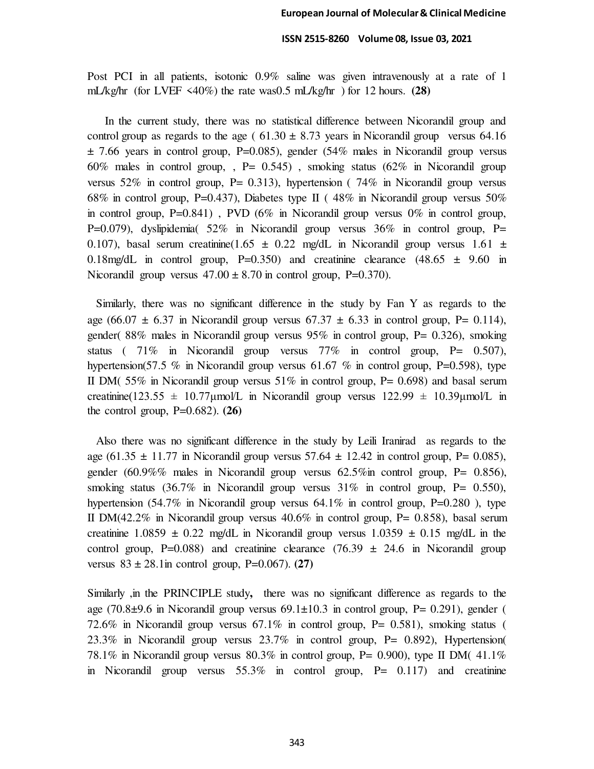Post PCI in all patients, isotonic 0.9% saline was given intravenously at a rate of 1 mL/kg/hr (for LVEF <40%) the rate was0.5 mL/kg/hr ) for 12 hours. **(28)**

In the current study, there was no statistical difference between Nicorandil group and control group as regards to the age ( 61.30 ± 8.73 years in Nicorandil group versus 64.16 ± 7.66 years in control group, P=0.085), gender (54% males in Nicorandil group versus 60% males in control group, , P= 0.545) , smoking status (62% in Nicorandil group versus 52% in control group, P= 0.313), hypertension ( 74% in Nicorandil group versus 68% in control group, P=0.437), Diabetes type II ( 48% in Nicorandil group versus 50% in control group, P=0.841) , PVD (6% in Nicorandil group versus 0% in control group, P=0.079), dyslipidemia( 52% in Nicorandil group versus 36% in control group, P= 0.107), basal serum creatinine(1.65 ± 0.22 mg/dL in Nicorandil group versus 1.61 ± 0.18mg/dL in control group, P=0.350) and creatinine clearance (48.65 ± 9.60 in Nicorandil group versus 47.00 ± 8.70 in control group, P=0.370).

Similarly, there was no significant difference in the study by Fan Y as regards to the age (66.07 ± 6.37 in Nicorandil group versus 67.37 ± 6.33 in control group, P= 0.114), gender( 88% males in Nicorandil group versus 95% in control group, P= 0.326), smoking status ( 71% in Nicorandil group versus 77% in control group, P= 0.507), hypertension(57.5 % in Nicorandil group versus 61.67 % in control group, P=0.598), type II DM( 55% in Nicorandil group versus 51% in control group, P= 0.698) and basal serum creatinine(123.55 ± 10.77µmol/L in Nicorandil group versus 122.99 ± 10.39µmol/L in the control group, P=0.682). **(26)**

Also there was no significant difference in the study by Leili Iranirad as regards to the age (61.35 ± 11.77 in Nicorandil group versus 57.64 ± 12.42 in control group, P= 0.085), gender (60.9%% males in Nicorandil group versus 62.5%in control group, P= 0.856), smoking status (36.7% in Nicorandil group versus 31% in control group, P= 0.550), hypertension (54.7% in Nicorandil group versus 64.1% in control group, P=0.280 ), type II DM(42.2% in Nicorandil group versus 40.6% in control group, P= 0.858), basal serum creatinine 1.0859 ± 0.22 mg/dL in Nicorandil group versus 1.0359 ± 0.15 mg/dL in the control group, P=0.088) and creatinine clearance (76.39 ± 24.6 in Nicorandil group versus 83 ± 28.1in control group, P=0.067). **(27)**

Similarly ,in the PRINCIPLE study**,** there was no significant difference as regards to the age (70.8±9.6 in Nicorandil group versus 69.1±10.3 in control group, P= 0.291), gender ( 72.6% in Nicorandil group versus 67.1% in control group, P= 0.581), smoking status ( 23.3% in Nicorandil group versus 23.7% in control group, P= 0.892), Hypertension( 78.1% in Nicorandil group versus 80.3% in control group, P= 0.900), type II DM( 41.1% in Nicorandil group versus 55.3% in control group, P= 0.117) and creatinine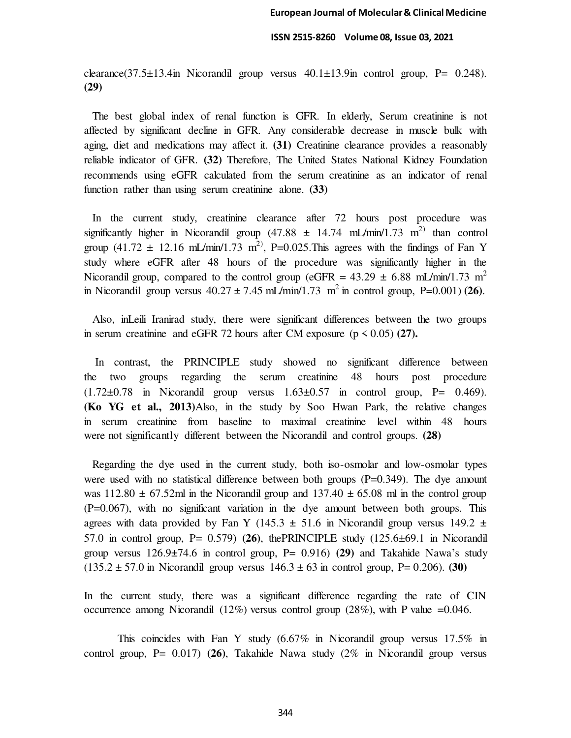clearance(37.5±13.4in Nicorandil group versus 40.1±13.9in control group, P= 0.248). **(29)**

The best global index of renal function is GFR. In elderly, Serum creatinine is not affected by significant decline in GFR. Any considerable decrease in muscle bulk with aging, diet and medications may affect it. **(31)** Creatinine clearance provides a reasonably reliable indicator of GFR. **(32)** Therefore, The United States National Kidney Foundation recommends using eGFR calculated from the serum creatinine as an indicator of renal function rather than using serum creatinine alone. **(33)**

In the current study, creatinine clearance after 72 hours post procedure was significantly higher in Nicorandil group (47.88 ± 14.74 mL/min/1.73 $m^{2)}$ than control group (41.72 ± 12.16 mL/min/1.73 $m^{2)}$, P=0.025.This agrees with the findings of Fan Y study where eGFR after 48 hours of the procedure was significantly higher in the Nicorandil group, compared to the control group (eGFR = 43.29 ± 6.88 mL/min/1.73 $m^2$ in Nicorandil group versus 40.27 ± 7.45 mL/min/1.73 $m^2$ in control group, P=0.001) **(26)**.

Also, inLeili Iranirad study, there were significant differences between the two groups in serum creatinine and eGFR 72 hours after CM exposure ($p < 0.05$) **(27).**

In contrast, the PRINCIPLE study showed no significant difference between the two groups regarding the serum creatinine 48 hours post procedure (1.72±0.78 in Nicorandil group versus 1.63±0.57 in control group, P= 0.469). **(Ko YG et al., 2013)**Also, in the study by Soo Hwan Park, the relative changes in serum creatinine from baseline to maximal creatinine level within 48 hours were not significantly different between the Nicorandil and control groups. **(28)**

Regarding the dye used in the current study, both iso-osmolar and low-osmolar types were used with no statistical difference between both groups (P=0.349). The dye amount was 112.80 ± 67.52ml in the Nicorandil group and 137.40 ± 65.08 ml in the control group (P=0.067), with no significant variation in the dye amount between both groups. This agrees with data provided by Fan Y (145.3 ± 51.6 in Nicorandil group versus 149.2 ± 57.0 in control group, P= 0.579) **(26)**, thePRINCIPLE study (125.6±69.1 in Nicorandil group versus 126.9±74.6 in control group, P= 0.916) **(29)** and Takahide Nawa's study (135.2 ± 57.0 in Nicorandil group versus 146.3 ± 63 in control group, P= 0.206). **(30)**

In the current study, there was a significant difference regarding the rate of CIN occurrence among Nicorandil (12%) versus control group (28%), with P value =0.046.

This coincides with Fan Y study (6.67% in Nicorandil group versus 17.5% in control group, P= 0.017) **(26)**, Takahide Nawa study (2% in Nicorandil group versus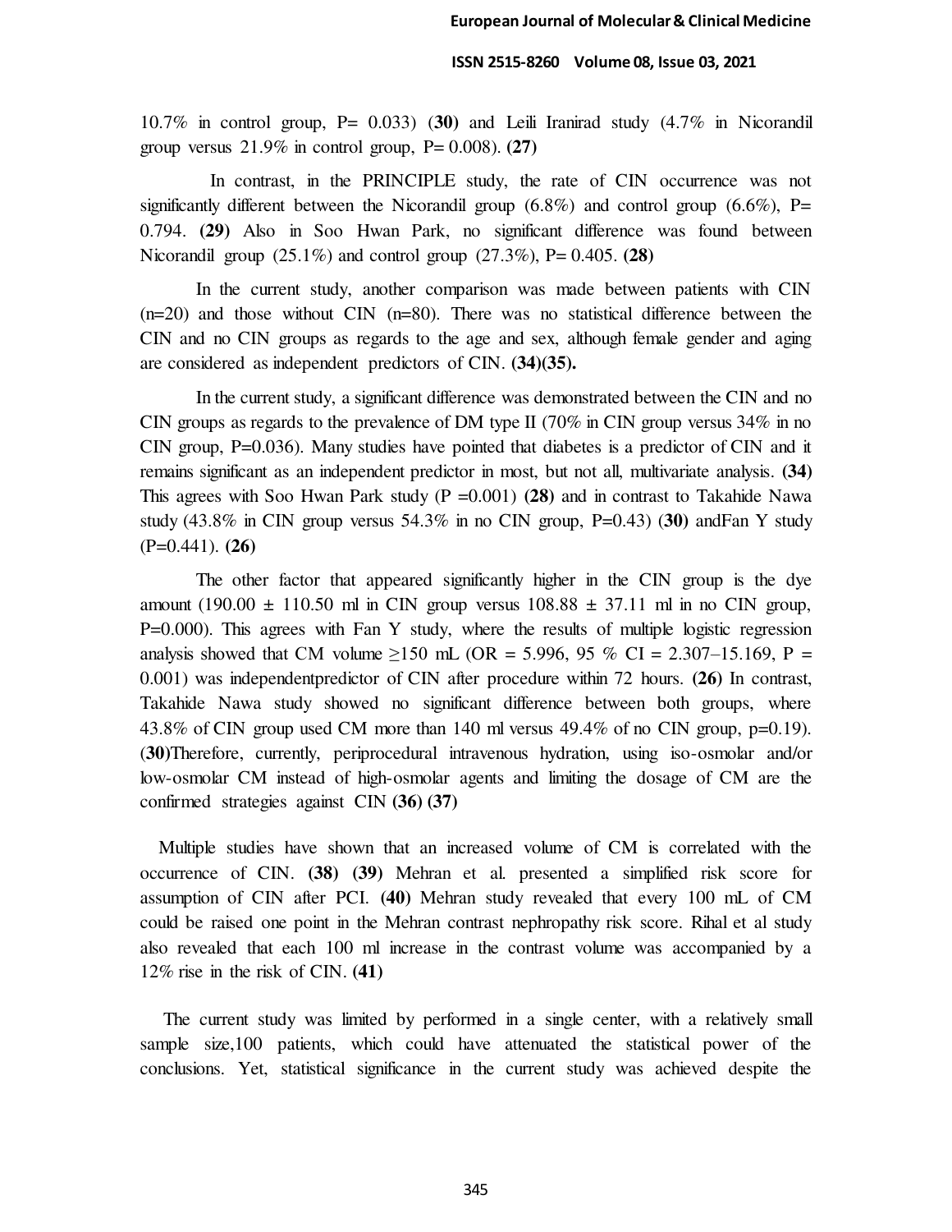10.7% in control group, P= 0.033) (**30**) and Leili Iranirad study (4.7% in Nicorandil group versus 21.9% in control group, P= 0.008). **(27)**

In contrast, in the PRINCIPLE study, the rate of CIN occurrence was not significantly different between the Nicorandil group (6.8%) and control group (6.6%), P= 0.794. **(29)** Also in Soo Hwan Park, no significant difference was found between Nicorandil group (25.1%) and control group (27.3%), P= 0.405. **(28)**

In the current study, another comparison was made between patients with CIN (n=20) and those without CIN (n=80). There was no statistical difference between the CIN and no CIN groups as regards to the age and sex, although female gender and aging are considered as independent predictors of CIN. **(34)(35).**

In the current study, a significant difference was demonstrated between the CIN and no CIN groups as regards to the prevalence of DM type II (70% in CIN group versus 34% in no CIN group, P=0.036). Many studies have pointed that diabetes is a predictor of CIN and it remains significant as an independent predictor in most, but not all, multivariate analysis. **(34)** This agrees with Soo Hwan Park study (P =0.001) **(28)** and in contrast to Takahide Nawa study (43.8% in CIN group versus 54.3% in no CIN group, P=0.43) (**30**) andFan Y study (P=0.441). **(26)**

The other factor that appeared significantly higher in the CIN group is the dye amount (190.00 ± 110.50 ml in CIN group versus 108.88 ± 37.11 ml in no CIN group, P=0.000). This agrees with Fan Y study, where the results of multiple logistic regression analysis showed that CM volume ≥150 mL (OR = 5.996, 95 % CI = 2.307–15.169, P = 0.001) was independentpredictor of CIN after procedure within 72 hours. **(26)** In contrast, Takahide Nawa study showed no significant difference between both groups, where 43.8% of CIN group used CM more than 140 ml versus 49.4% of no CIN group, p=0.19). (**30**)Therefore, currently, periprocedural intravenous hydration, using iso-osmolar and/or low-osmolar CM instead of high-osmolar agents and limiting the dosage of CM are the confirmed strategies against CIN **(36) (37)**

Multiple studies have shown that an increased volume of CM is correlated with the occurrence of CIN. **(38) (39)** Mehran et al. presented a simplified risk score for assumption of CIN after PCI. **(40)** Mehran study revealed that every 100 mL of CM could be raised one point in the Mehran contrast nephropathy risk score. Rihal et al study also revealed that each 100 ml increase in the contrast volume was accompanied by a 12% rise in the risk of CIN. **(41)**

The current study was limited by performed in a single center, with a relatively small sample size,100 patients, which could have attenuated the statistical power of the conclusions. Yet, statistical significance in the current study was achieved despite the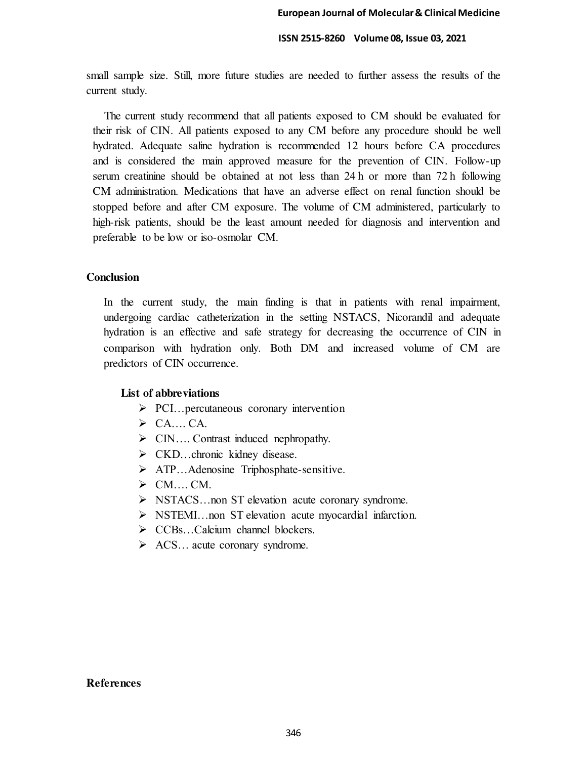small sample size. Still, more future studies are needed to further assess the results of the current study.

The current study recommend that all patients exposed to CM should be evaluated for their risk of CIN. All patients exposed to any CM before any procedure should be well hydrated. Adequate saline hydration is recommended 12 hours before CA procedures and is considered the main approved measure for the prevention of CIN. Follow-up serum creatinine should be obtained at not less than 24 h or more than 72 h following CM administration. Medications that have an adverse effect on renal function should be stopped before and after CM exposure. The volume of CM administered, particularly to high-risk patients, should be the least amount needed for diagnosis and intervention and preferable to be low or iso-osmolar CM.

## Conclusion

In the current study, the main finding is that in patients with renal impairment, undergoing cardiac catheterization in the setting NSTACS, Nicorandil and adequate hydration is an effective and safe strategy for decreasing the occurrence of CIN in comparison with hydration only. Both DM and increased volume of CM are predictors of CIN occurrence.

### List of abbreviations

- PCI…percutaneous coronary intervention
- CA…. CA.
- CIN…. Contrast induced nephropathy.
- CKD…chronic kidney disease.
- ATP…Adenosine Triphosphate-sensitive.
- CM…. CM.
- NSTACS…non ST elevation acute coronary syndrome.
- NSTEMI…non ST elevation acute myocardial infarction.
- CCBs…Calcium channel blockers.
- ACS… acute coronary syndrome.

## References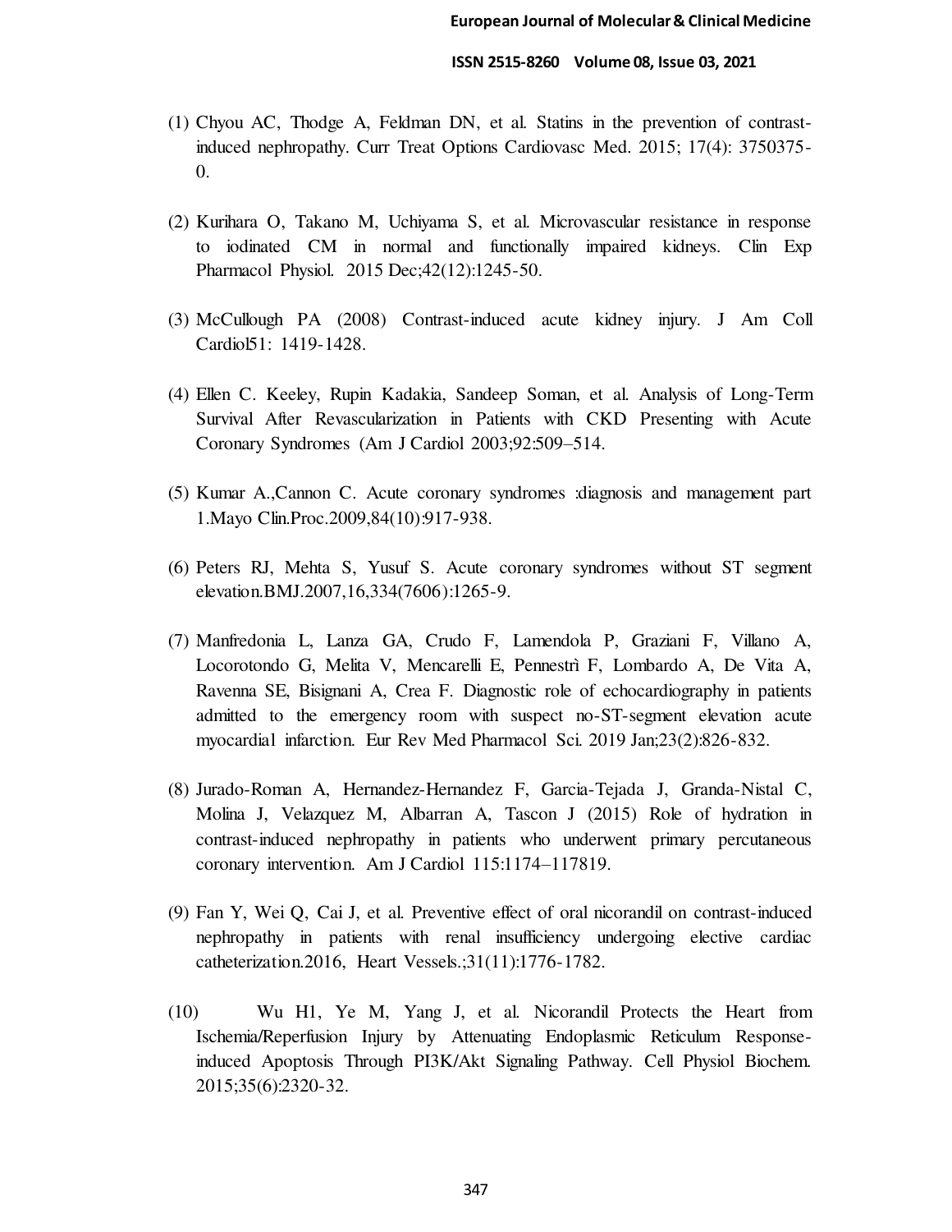(1) Chyou AC, Thodge A, Feldman DN, et al. Statins in the prevention of contrast-induced nephropathy. Curr Treat Options Cardiovasc Med. 2015; 17(4): 3750375-0.

(2) Kurihara O, Takano M, Uchiyama S, et al. Microvascular resistance in response to iodinated CM in normal and functionally impaired kidneys. Clin Exp Pharmacol Physiol. 2015 Dec;42(12):1245-50.

(3) McCullough PA (2008) Contrast-induced acute kidney injury. J Am Coll Cardiol51: 1419-1428.

(4) Ellen C. Keeley, Rupin Kadakia, Sandeep Soman, et al. Analysis of Long-Term Survival After Revascularization in Patients with CKD Presenting with Acute Coronary Syndromes (Am J Cardiol 2003;92:509–514.

(5) Kumar A.,Cannon C. Acute coronary syndromes :diagnosis and management part 1.Mayo Clin.Proc.2009,84(10):917-938.

(6) Peters RJ, Mehta S, Yusuf S. Acute coronary syndromes without ST segment elevation.BMJ.2007,16,334(7606):1265-9.

(7) Manfredonia L, Lanza GA, Crudo F, Lamendola P, Graziani F, Villano A, Locorotondo G, Melita V, Mencarelli E, Pennestrì F, Lombardo A, De Vita A, Ravenna SE, Bisignani A, Crea F. Diagnostic role of echocardiography in patients admitted to the emergency room with suspect no-ST-segment elevation acute myocardial infarction. Eur Rev Med Pharmacol Sci. 2019 Jan;23(2):826-832.

(8) Jurado-Roman A, Hernandez-Hernandez F, Garcia-Tejada J, Granda-Nistal C, Molina J, Velazquez M, Albarran A, Tascon J (2015) Role of hydration in contrast-induced nephropathy in patients who underwent primary percutaneous coronary intervention. Am J Cardiol 115:1174–117819.

(9) Fan Y, Wei Q, Cai J, et al. Preventive effect of oral nicorandil on contrast-induced nephropathy in patients with renal insufficiency undergoing elective cardiac catheterization.2016, Heart Vessels.;31(11):1776-1782.

(10) Wu H1, Ye M, Yang J, et al. Nicorandil Protects the Heart from Ischemia/Reperfusion Injury by Attenuating Endoplasmic Reticulum Response-induced Apoptosis Through PI3K/Akt Signaling Pathway. Cell Physiol Biochem. 2015;35(6):2320-32.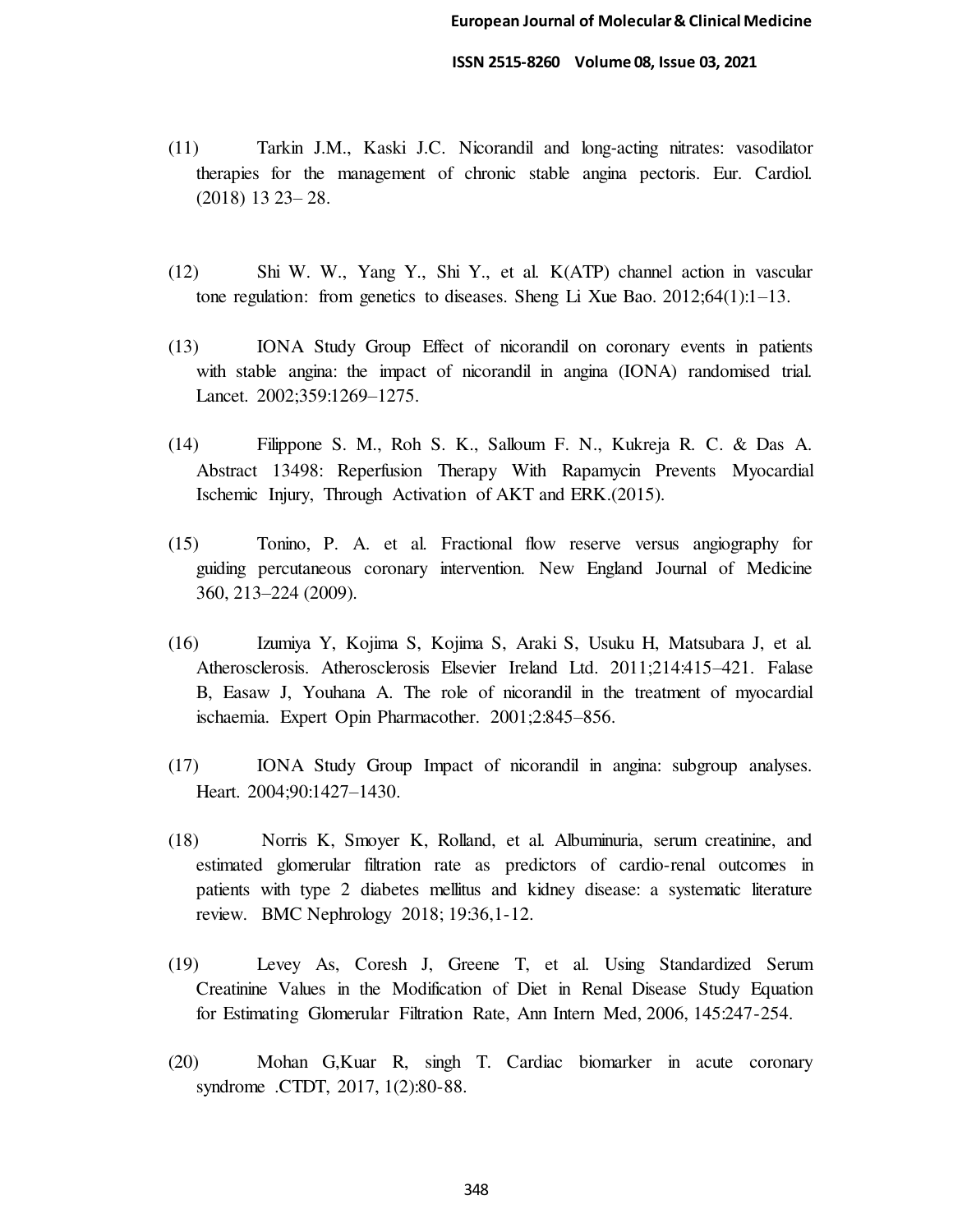(11) Tarkin J.M., Kaski J.C. Nicorandil and long-acting nitrates: vasodilator therapies for the management of chronic stable angina pectoris. Eur. Cardiol. (2018) 13 23– 28.

(12) Shi W. W., Yang Y., Shi Y., et al. K(ATP) channel action in vascular tone regulation: from genetics to diseases. Sheng Li Xue Bao. 2012;64(1):1–13.

(13) IONA Study Group Effect of nicorandil on coronary events in patients with stable angina: the impact of nicorandil in angina (IONA) randomised trial. Lancet. 2002;359:1269–1275.

(14) Filippone S. M., Roh S. K., Salloum F. N., Kukreja R. C. & Das A. Abstract 13498: Reperfusion Therapy With Rapamycin Prevents Myocardial Ischemic Injury, Through Activation of AKT and ERK.(2015).

(15) Tonino, P. A. et al. Fractional flow reserve versus angiography for guiding percutaneous coronary intervention. New England Journal of Medicine 360, 213–224 (2009).

(16) Izumiya Y, Kojima S, Kojima S, Araki S, Usuku H, Matsubara J, et al. Atherosclerosis. Atherosclerosis Elsevier Ireland Ltd. 2011;214:415–421. Falase B, Easaw J, Youhana A. The role of nicorandil in the treatment of myocardial ischaemia. Expert Opin Pharmacother. 2001;2:845–856.

(17) IONA Study Group Impact of nicorandil in angina: subgroup analyses. Heart. 2004;90:1427–1430.

(18) Norris K, Smoyer K, Rolland, et al. Albuminuria, serum creatinine, and estimated glomerular filtration rate as predictors of cardio-renal outcomes in patients with type 2 diabetes mellitus and kidney disease: a systematic literature review. BMC Nephrology 2018; 19:36,1-12.

(19) Levey As, Coresh J, Greene T, et al. Using Standardized Serum Creatinine Values in the Modification of Diet in Renal Disease Study Equation for Estimating Glomerular Filtration Rate, Ann Intern Med, 2006, 145:247-254.

(20) Mohan G,Kuar R, singh T. Cardiac biomarker in acute coronary syndrome .CTDT, 2017, 1(2):80-88.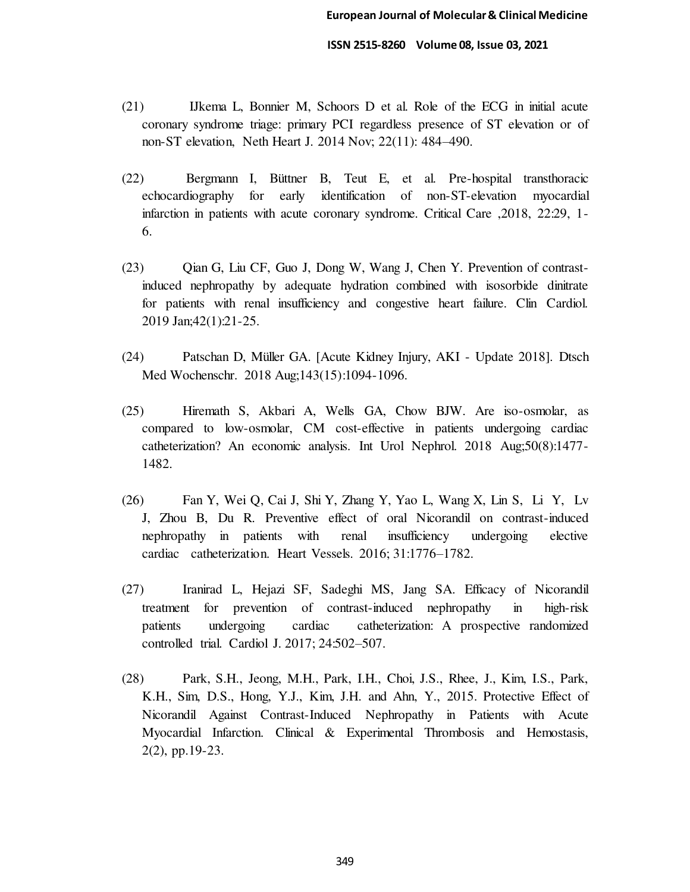(21) IJkema L, Bonnier M, Schoors D et al. Role of the ECG in initial acute coronary syndrome triage: primary PCI regardless presence of ST elevation or of non-ST elevation, Neth Heart J. 2014 Nov; 22(11): 484–490.

(22) Bergmann I, Büttner B, Teut E, et al. Pre-hospital transthoracic echocardiography for early identification of non-ST-elevation myocardial infarction in patients with acute coronary syndrome. Critical Care ,2018, 22:29, 1-6.

(23) Qian G, Liu CF, Guo J, Dong W, Wang J, Chen Y. Prevention of contrast-induced nephropathy by adequate hydration combined with isosorbide dinitrate for patients with renal insufficiency and congestive heart failure. Clin Cardiol. 2019 Jan;42(1):21-25.

(24) Patschan D, Müller GA. [Acute Kidney Injury, AKI - Update 2018]. Dtsch Med Wochenschr. 2018 Aug;143(15):1094-1096.

(25) Hiremath S, Akbari A, Wells GA, Chow BJW. Are iso-osmolar, as compared to low-osmolar, CM cost-effective in patients undergoing cardiac catheterization? An economic analysis. Int Urol Nephrol. 2018 Aug;50(8):1477-1482.

(26) Fan Y, Wei Q, Cai J, Shi Y, Zhang Y, Yao L, Wang X, Lin S, Li Y, Lv J, Zhou B, Du R. Preventive effect of oral Nicorandil on contrast-induced nephropathy in patients with renal insufficiency undergoing elective cardiac catheterization. Heart Vessels. 2016; 31:1776–1782.

(27) Iranirad L, Hejazi SF, Sadeghi MS, Jang SA. Efficacy of Nicorandil treatment for prevention of contrast-induced nephropathy in high-risk patients undergoing cardiac catheterization: A prospective randomized controlled trial. Cardiol J. 2017; 24:502–507.

(28) Park, S.H., Jeong, M.H., Park, I.H., Choi, J.S., Rhee, J., Kim, I.S., Park, K.H., Sim, D.S., Hong, Y.J., Kim, J.H. and Ahn, Y., 2015. Protective Effect of Nicorandil Against Contrast-Induced Nephropathy in Patients with Acute Myocardial Infarction. Clinical & Experimental Thrombosis and Hemostasis, 2(2), pp.19-23.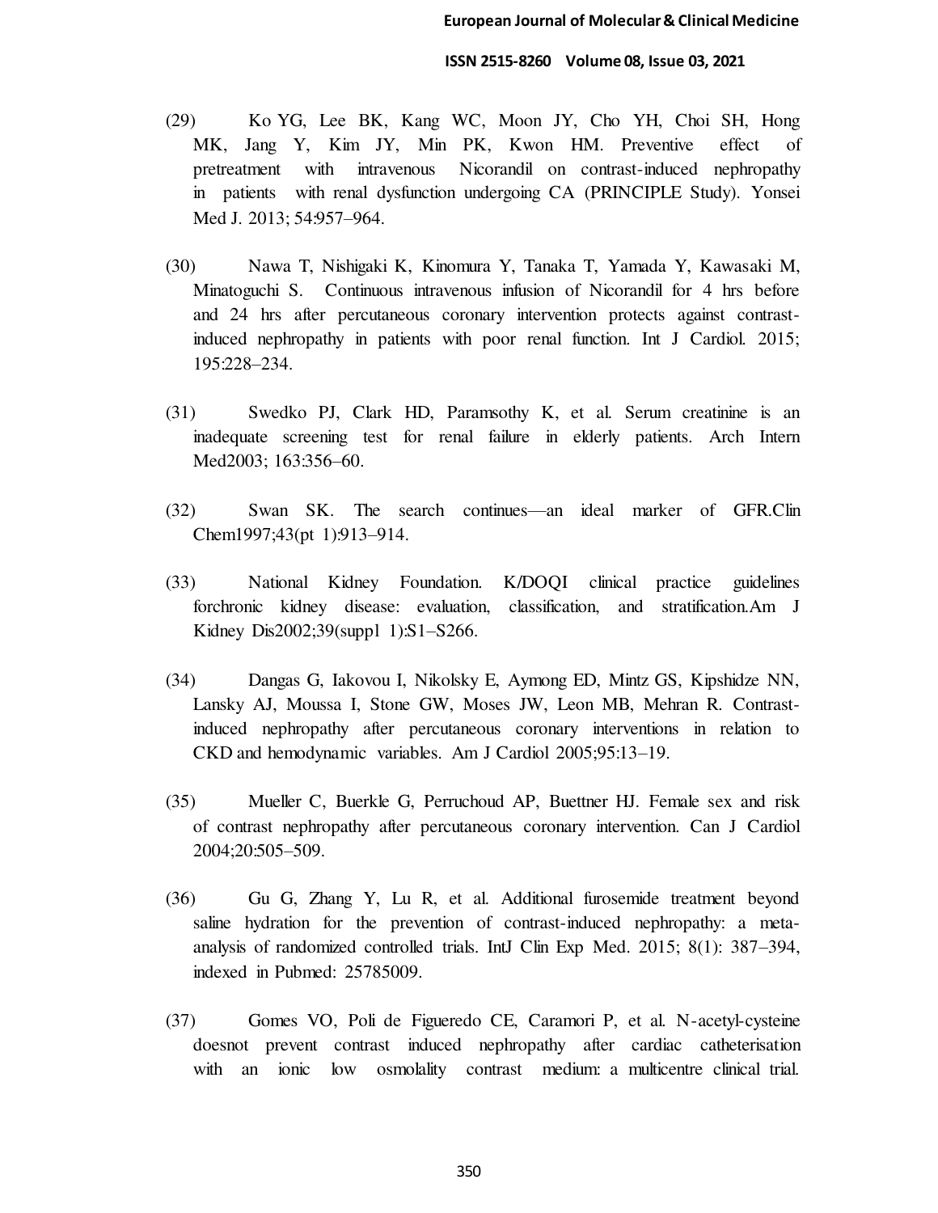(29) Ko YG, Lee BK, Kang WC, Moon JY, Cho YH, Choi SH, Hong MK, Jang Y, Kim JY, Min PK, Kwon HM. Preventive effect of pretreatment with intravenous Nicorandil on contrast-induced nephropathy in patients with renal dysfunction undergoing CA (PRINCIPLE Study). Yonsei Med J. 2013; 54:957–964.

(30) Nawa T, Nishigaki K, Kinomura Y, Tanaka T, Yamada Y, Kawasaki M, Minatoguchi S. Continuous intravenous infusion of Nicorandil for 4 hrs before and 24 hrs after percutaneous coronary intervention protects against contrast-induced nephropathy in patients with poor renal function. Int J Cardiol. 2015; 195:228–234.

(31) Swedko PJ, Clark HD, Paramsothy K, et al. Serum creatinine is an inadequate screening test for renal failure in elderly patients. Arch Intern Med2003; 163:356–60.

(32) Swan SK. The search continues—an ideal marker of GFR.Clin Chem1997;43(pt 1):913–914.

(33) National Kidney Foundation. K/DOQI clinical practice guidelines forchronic kidney disease: evaluation, classification, and stratification.Am J Kidney Dis2002;39(suppl 1):S1–S266.

(34) Dangas G, Iakovou I, Nikolsky E, Aymong ED, Mintz GS, Kipshidze NN, Lansky AJ, Moussa I, Stone GW, Moses JW, Leon MB, Mehran R. Contrast-induced nephropathy after percutaneous coronary interventions in relation to CKD and hemodynamic variables. Am J Cardiol 2005;95:13–19.

(35) Mueller C, Buerkle G, Perruchoud AP, Buettner HJ. Female sex and risk of contrast nephropathy after percutaneous coronary intervention. Can J Cardiol 2004;20:505–509.

(36) Gu G, Zhang Y, Lu R, et al. Additional furosemide treatment beyond saline hydration for the prevention of contrast-induced nephropathy: a meta-analysis of randomized controlled trials. IntJ Clin Exp Med. 2015; 8(1): 387–394, indexed in Pubmed: 25785009.

(37) Gomes VO, Poli de Figueredo CE, Caramori P, et al. N-acetyl-cysteine doesnot prevent contrast induced nephropathy after cardiac catheterisation with an ionic low osmolality contrast medium: a multicentre clinical trial.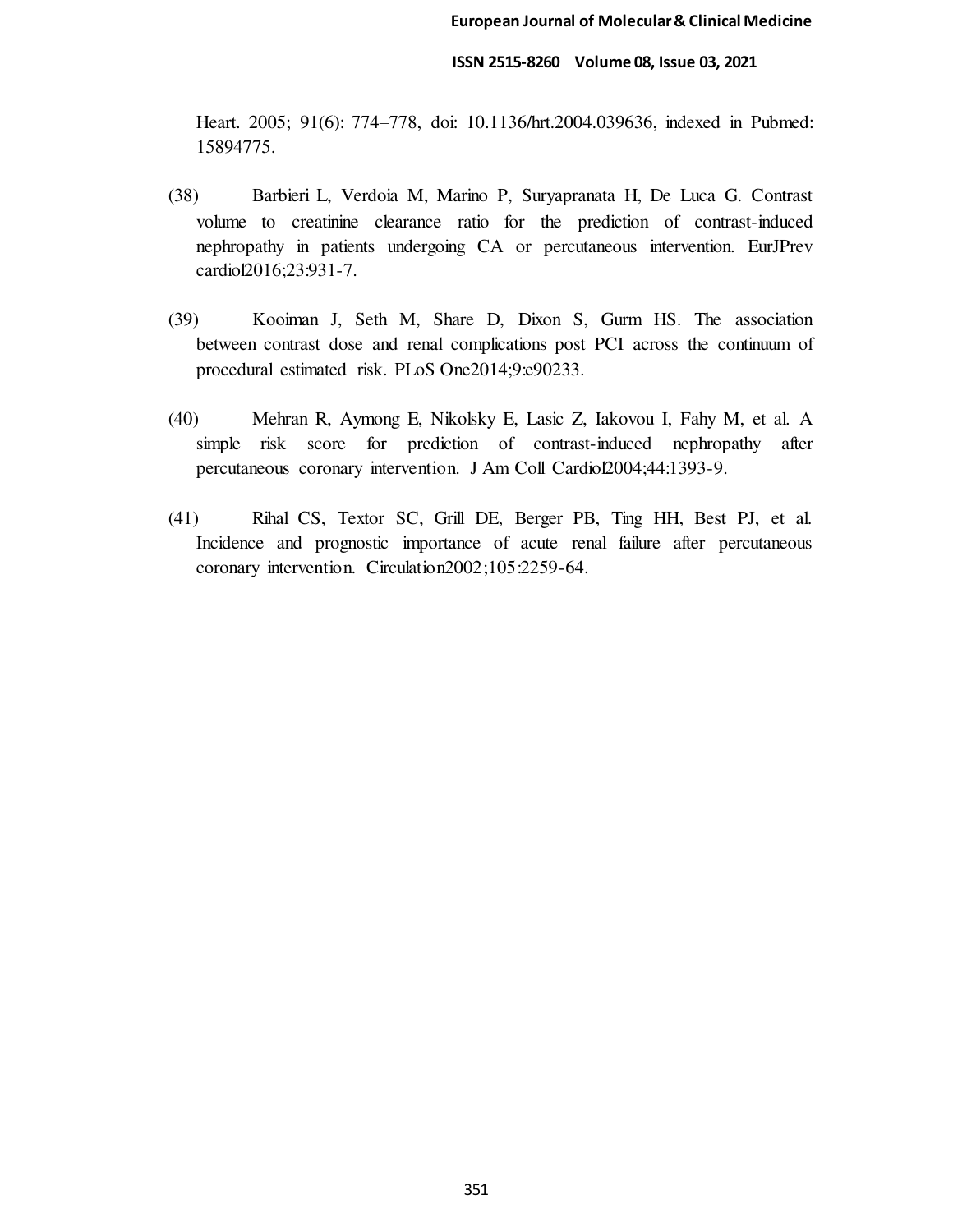Heart. 2005; 91(6): 774–778, doi: 10.1136/hrt.2004.039636, indexed in Pubmed: 15894775.

(38) Barbieri L, Verdoia M, Marino P, Suryapranata H, De Luca G. Contrast volume to creatinine clearance ratio for the prediction of contrast-induced nephropathy in patients undergoing CA or percutaneous intervention. EurJPrev cardiol2016;23:931-7.

(39) Kooiman J, Seth M, Share D, Dixon S, Gurm HS. The association between contrast dose and renal complications post PCI across the continuum of procedural estimated risk. PLoS One2014;9:e90233.

(40) Mehran R, Aymong E, Nikolsky E, Lasic Z, Iakovou I, Fahy M, et al. A simple risk score for prediction of contrast-induced nephropathy after percutaneous coronary intervention. J Am Coll Cardiol2004;44:1393-9.

(41) Rihal CS, Textor SC, Grill DE, Berger PB, Ting HH, Best PJ, et al. Incidence and prognostic importance of acute renal failure after percutaneous coronary intervention. Circulation2002;105:2259-64.